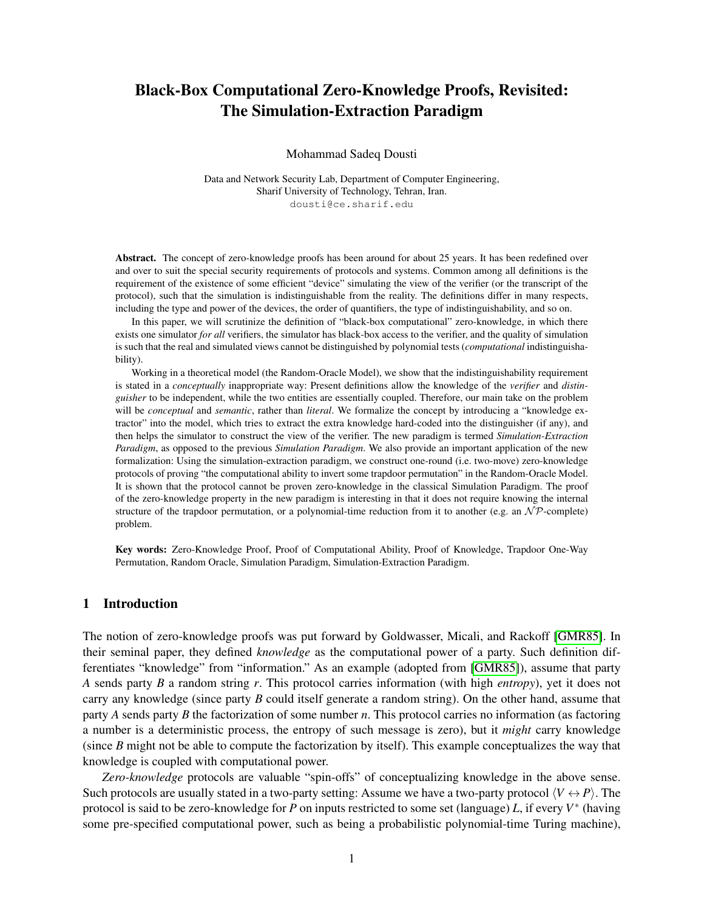# Black-Box Computational Zero-Knowledge Proofs, Revisited: The Simulation-Extraction Paradigm

Mohammad Sadeq Dousti

Data and Network Security Lab, Department of Computer Engineering,
Sharif University of Technology, Tehran, Iran.
dousti@ce.sharif.edu

**Abstract.** The concept of zero-knowledge proofs has been around for about 25 years. It has been redefined over and over to suit the special security requirements of protocols and systems. Common among all definitions is the requirement of the existence of some efficient "device" simulating the view of the verifier (or the transcript of the protocol), such that the simulation is indistinguishable from the reality. The definitions differ in many respects, including the type and power of the devices, the order of quantifiers, the type of indistinguishability, and so on.

In this paper, we will scrutinize the definition of "black-box computational" zero-knowledge, in which there exists one simulator *for all* verifiers, the simulator has black-box access to the verifier, and the quality of simulation is such that the real and simulated views cannot be distinguished by polynomial tests (*computational* indistinguishability).

Working in a theoretical model (the Random-Oracle Model), we show that the indistinguishability requirement is stated in a *conceptually* inappropriate way: Present definitions allow the knowledge of the *verifier* and *distinguisher* to be independent, while the two entities are essentially coupled. Therefore, our main take on the problem will be *conceptual* and *semantic*, rather than *literal*. We formalize the concept by introducing a "knowledge extractor" into the model, which tries to extract the extra knowledge hard-coded into the distinguisher (if any), and then helps the simulator to construct the view of the verifier. The new paradigm is termed *Simulation-Extraction Paradigm*, as opposed to the previous *Simulation Paradigm*. We also provide an important application of the new formalization: Using the simulation-extraction paradigm, we construct one-round (i.e. two-move) zero-knowledge protocols of proving "the computational ability to invert some trapdoor permutation" in the Random-Oracle Model. It is shown that the protocol cannot be proven zero-knowledge in the classical Simulation Paradigm. The proof of the zero-knowledge property in the new paradigm is interesting in that it does not require knowing the internal structure of the trapdoor permutation, or a polynomial-time reduction from it to another (e.g. an $\mathcal{NP}$-complete) problem.

**Key words:** Zero-Knowledge Proof, Proof of Computational Ability, Proof of Knowledge, Trapdoor One-Way Permutation, Random Oracle, Simulation Paradigm, Simulation-Extraction Paradigm.

## 1 Introduction

The notion of zero-knowledge proofs was put forward by Goldwasser, Micali, and Rackoff [GMR85]. In their seminal paper, they defined *knowledge* as the computational power of a party. Such definition differentiates "knowledge" from "information." As an example (adopted from [GMR85]), assume that party $A$ sends party $B$ a random string $r$. This protocol carries information (with high *entropy*), yet it does not carry any knowledge (since party $B$ could itself generate a random string). On the other hand, assume that party $A$ sends party $B$ the factorization of some number $n$. This protocol carries no information (as factoring a number is a deterministic process, the entropy of such message is zero), but it *might* carry knowledge (since $B$ might not be able to compute the factorization by itself). This example conceptualizes the way that knowledge is coupled with computational power.

*Zero-knowledge* protocols are valuable "spin-offs" of conceptualizing knowledge in the above sense. Such protocols are usually stated in a two-party setting: Assume we have a two-party protocol $\langle V \leftrightarrow P \rangle$. The protocol is said to be zero-knowledge for $P$ on inputs restricted to some set (language) $L$, if every $V^*$ (having some pre-specified computational power, such as being a probabilistic polynomial-time Turing machine),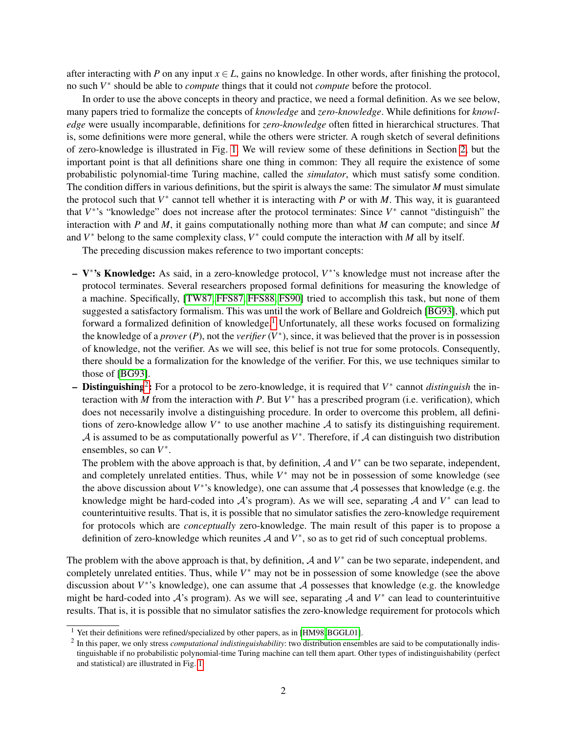after interacting with $P$ on any input $x \in L$, gains no knowledge. In other words, after finishing the protocol, no such $V^*$ should be able to *compute* things that it could not *compute* before the protocol.

In order to use the above concepts in theory and practice, we need a formal definition. As we see below, many papers tried to formalize the concepts of *knowledge* and *zero-knowledge*. While definitions for *knowledge* were usually incomparable, definitions for *zero-knowledge* often fitted in hierarchical structures. That is, some definitions were more general, while the others were stricter. A rough sketch of several definitions of zero-knowledge is illustrated in Fig. 1. We will review some of these definitions in Section 2, but the important point is that all definitions share one thing in common: They all require the existence of some probabilistic polynomial-time Turing machine, called the *simulator*, which must satisfy some condition. The condition differs in various definitions, but the spirit is always the same: The simulator $M$ must simulate the protocol such that $V^*$ cannot tell whether it is interacting with $P$ or with $M$. This way, it is guaranteed that $V^*$'s "knowledge" does not increase after the protocol terminates: Since $V^*$ cannot "distinguish" the interaction with $P$ and $M$, it gains computationally nothing more than what $M$ can compute; and since $M$ and $V^*$ belong to the same complexity class, $V^*$ could compute the interaction with $M$ all by itself.

The preceding discussion makes reference to two important concepts:

- **$V^*$'s Knowledge:** As said, in a zero-knowledge protocol, $V^*$'s knowledge must not increase after the protocol terminates. Several researchers proposed formal definitions for measuring the knowledge of a machine. Specifically, [TW87, FFS87, FFS88, FS90] tried to accomplish this task, but none of them suggested a satisfactory formalism. This was until the work of Bellare and Goldreich [BG93], which put forward a formalized definition of knowledge.[1] Unfortunately, all these works focused on formalizing the knowledge of a *prover* ($P$), not the *verifier* ($V^*$), since, it was believed that the prover is in possession of knowledge, not the verifier. As we will see, this belief is not true for some protocols. Consequently, there should be a formalization for the knowledge of the verifier. For this, we use techniques similar to those of [BG93].
- **Distinguishing[2]:** For a protocol to be zero-knowledge, it is required that $V^*$ cannot *distinguish* the interaction with $M$ from the interaction with $P$. But $V^*$ has a prescribed program (i.e. verification), which does not necessarily involve a distinguishing procedure. In order to overcome this problem, all definitions of zero-knowledge allow $V^*$ to use another machine $\mathcal{A}$ to satisfy its distinguishing requirement. $\mathcal{A}$ is assumed to be as computationally powerful as $V^*$. Therefore, if $\mathcal{A}$ can distinguish two distribution ensembles, so can $V^*$.

  The problem with the above approach is that, by definition, $\mathcal{A}$ and $V^*$ can be two separate, independent, and completely unrelated entities. Thus, while $V^*$ may not be in possession of some knowledge (see the above discussion about $V^*$'s knowledge), one can assume that $\mathcal{A}$ possesses that knowledge (e.g. the knowledge might be hard-coded into $\mathcal{A}$'s program). As we will see, separating $\mathcal{A}$ and $V^*$ can lead to counterintuitive results. That is, it is possible that no simulator satisfies the zero-knowledge requirement for protocols which are *conceptually* zero-knowledge. The main result of this paper is to propose a definition of zero-knowledge which reunites $\mathcal{A}$ and $V^*$, so as to get rid of such conceptual problems.

The problem with the above approach is that, by definition, $\mathcal{A}$ and $V^*$ can be two separate, independent, and completely unrelated entities. Thus, while $V^*$ may not be in possession of some knowledge (see the above discussion about $V^*$'s knowledge), one can assume that $\mathcal{A}$ possesses that knowledge (e.g. the knowledge might be hard-coded into $\mathcal{A}$'s program). As we will see, separating $\mathcal{A}$ and $V^*$ can lead to counterintuitive results. That is, it is possible that no simulator satisfies the zero-knowledge requirement for protocols which

[1] Yet their definitions were refined/specialized by other papers, as in [HM98, BGGL01].

[2] In this paper, we only stress *computational indistinguishability*: two distribution ensembles are said to be computationally indistinguishable if no probabilistic polynomial-time Turing machine can tell them apart. Other types of indistinguishability (perfect and statistical) are illustrated in Fig. 1.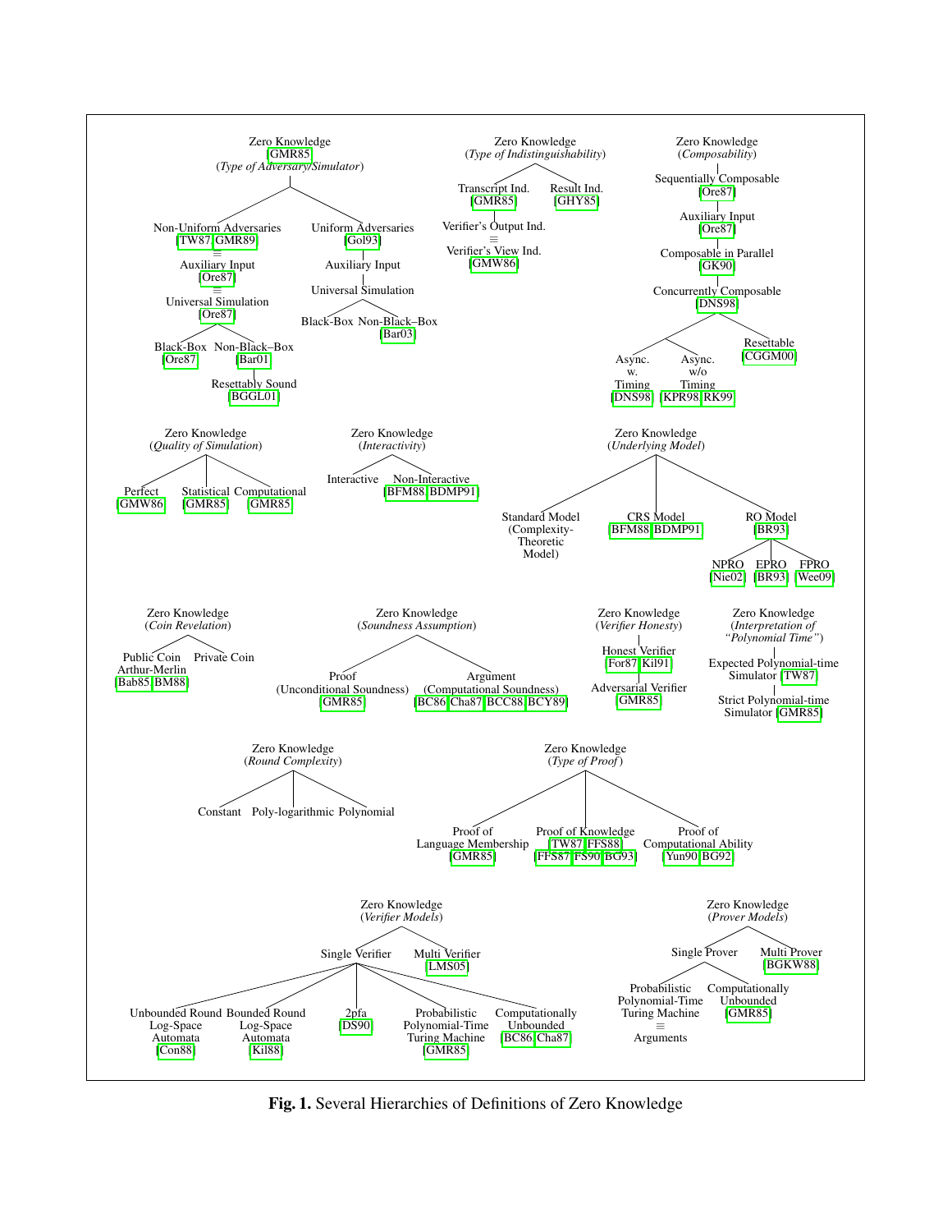**Zero Knowledge [GMR85] (*Type of Adversary/Simulator*)**

- Non-Uniform Adversaries [TW87, GMR89]
  - ≡ Auxiliary Input [Ore87]
  - ≡ Universal Simulation [Ore87]
    - Black-Box [Ore87]
    - Non-Black–Box [Bar01]
      - Resettably Sound [BGGL01]
- Uniform Adversaries [Gol93]
  - Auxiliary Input
  - Universal Simulation
    - Black-Box
    - Non-Black–Box [Bar03]

**Zero Knowledge (*Type of Indistinguishability*)**

- Transcript Ind. [GMR85]
  - Verifier's Output Ind.
  - ≡ Verifier's View Ind. [GMW86]
- Result Ind. [GHY85]

**Zero Knowledge (*Composability*)**

- Sequentially Composable [Ore87]
  - Auxiliary Input [Ore87]
    - Composable in Parallel [GK90]
      - Concurrently Composable [DNS98]
        - Async. w. Timing [DNS98]
        - Async. w/o Timing [KPR98, RK99]
        - Resettable [CGGM00]

**Zero Knowledge (*Quality of Simulation*)**

- Perfect [GMW86]
- Statistical [GMR85]
- Computational [GMR85]

**Zero Knowledge (*Interactivity*)**

- Interactive
- Non-Interactive [BFM88, BDMP91]

**Zero Knowledge (*Underlying Model*)**

- Standard Model (Complexity-Theoretic Model)
- CRS Model [BFM88, BDMP91]
- RO Model [BR93]
  - NPRO [Nie02]
  - EPRO [BR93]
  - FPRO [Wee09]

**Zero Knowledge (*Coin Revelation*)**

- Public Coin Arthur-Merlin [Bab85, BM88]
- Private Coin

**Zero Knowledge (*Soundness Assumption*)**

- Proof (Unconditional Soundness) [GMR85]
- Argument (Computational Soundness) [BC86, Cha87, BCC88, BCY89]

**Zero Knowledge (*Verifier Honesty*)**

- Honest Verifier [For87, Kil91]
  - Adversarial Verifier [GMR85]

**Zero Knowledge (*Interpretation of "Polynomial Time"*)**

- Expected Polynomial-time Simulator [TW87]
  - Strict Polynomial-time Simulator [GMR85]

**Zero Knowledge (*Round Complexity*)**

- Constant
- Poly-logarithmic
- Polynomial

**Zero Knowledge (*Type of Proof*)**

- Proof of Language Membership [GMR85]
- Proof of Knowledge [TW87, FFS88, FFS87, FS90, BG93]
- Proof of Computational Ability [Yun90, BG92]

**Zero Knowledge (*Verifier Models*)**

- Single Verifier
  - Unbounded Round Log-Space Automata [Con88]
  - Bounded Round Log-Space Automata [Kil88]
  - 2pfa [DS90]
  - Probabilistic Polynomial-Time Turing Machine [GMR85]
  - Computationally Unbounded [BC86, Cha87]
- Multi Verifier [LMS05]

**Zero Knowledge (*Prover Models*)**

- Single Prover
  - Probabilistic Polynomial-Time Turing Machine ≡ Arguments
  - Computationally Unbounded [GMR85]
- Multi Prover [BGKW88]

**Fig. 1.** Several Hierarchies of Definitions of Zero Knowledge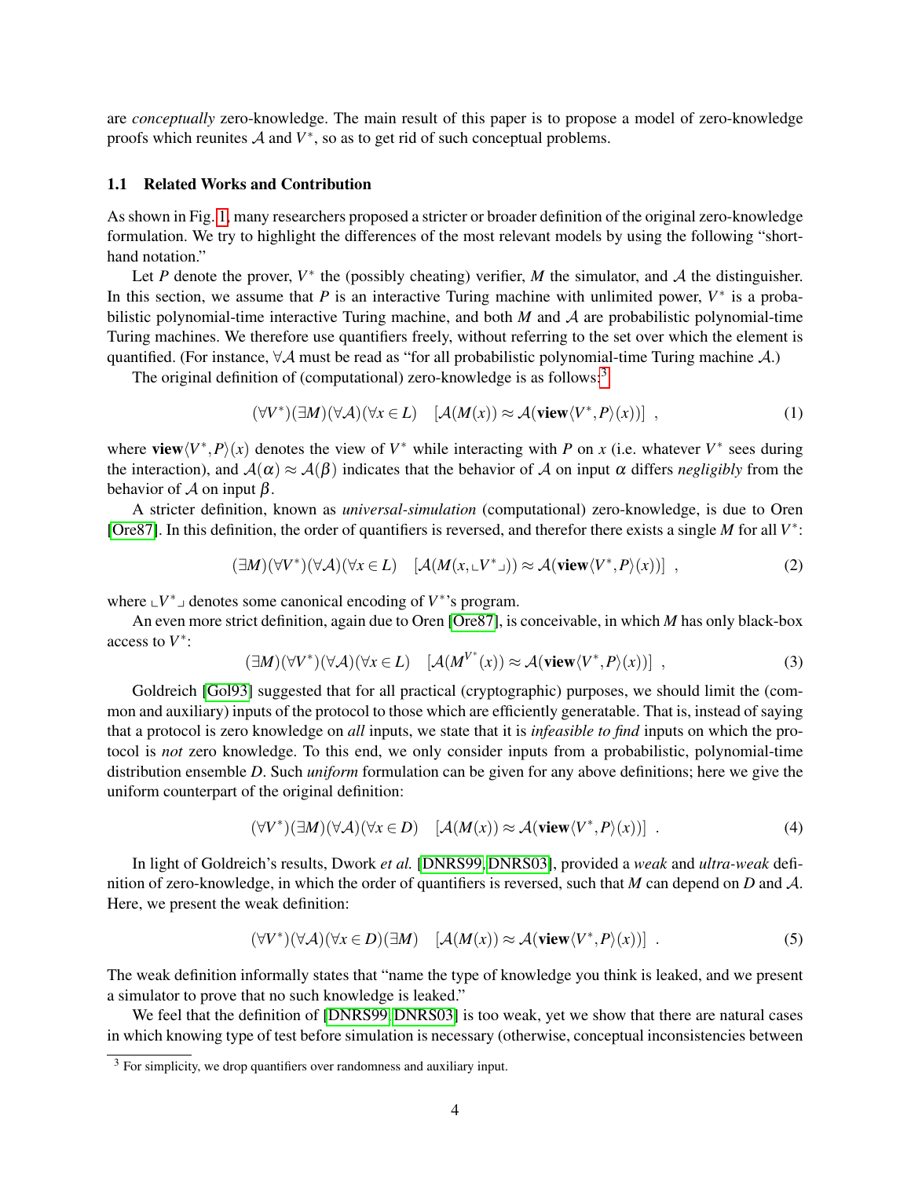are *conceptually* zero-knowledge. The main result of this paper is to propose a model of zero-knowledge proofs which reunites $\mathcal{A}$ and $V^*$, so as to get rid of such conceptual problems.

### 1.1 Related Works and Contribution

As shown in Fig. 1, many researchers proposed a stricter or broader definition of the original zero-knowledge formulation. We try to highlight the differences of the most relevant models by using the following "short-hand notation."

Let $P$ denote the prover, $V^*$ the (possibly cheating) verifier, $M$ the simulator, and $\mathcal{A}$ the distinguisher. In this section, we assume that $P$ is an interactive Turing machine with unlimited power, $V^*$ is a probabilistic polynomial-time interactive Turing machine, and both $M$ and $\mathcal{A}$ are probabilistic polynomial-time Turing machines. We therefore use quantifiers freely, without referring to the set over which the element is quantified. (For instance, $\forall\mathcal{A}$ must be read as "for all probabilistic polynomial-time Turing machine $\mathcal{A}$.)

The original definition of (computational) zero-knowledge is as follows:[3]

$$(\forall V^*)(\exists M)(\forall \mathcal{A})(\forall x \in L) \quad [\mathcal{A}(M(x)) \approx \mathcal{A}(\mathbf{view}\langle V^*, P\rangle(x))] \ , \tag{1}$$

where $\mathbf{view}\langle V^*, P\rangle(x)$ denotes the view of $V^*$ while interacting with $P$ on $x$ (i.e. whatever $V^*$ sees during the interaction), and $\mathcal{A}(\alpha) \approx \mathcal{A}(\beta)$ indicates that the behavior of $\mathcal{A}$ on input $\alpha$ differs *negligibly* from the behavior of $\mathcal{A}$ on input $\beta$.

A stricter definition, known as *universal-simulation* (computational) zero-knowledge, is due to Oren [Ore87]. In this definition, the order of quantifiers is reversed, and therefor there exists a single $M$ for all $V^*$:

$$(\exists M)(\forall V^*)(\forall \mathcal{A})(\forall x \in L) \quad [\mathcal{A}(M(x, \llcorner V^* \lrcorner)) \approx \mathcal{A}(\mathbf{view}\langle V^*, P\rangle(x))] \ , \tag{2}$$

where $\llcorner V^* \lrcorner$ denotes some canonical encoding of $V^*$'s program.

An even more strict definition, again due to Oren [Ore87], is conceivable, in which $M$ has only black-box access to $V^*$:

$$(\exists M)(\forall V^*)(\forall \mathcal{A})(\forall x \in L) \quad [\mathcal{A}(M^{V^*}(x)) \approx \mathcal{A}(\mathbf{view}\langle V^*, P\rangle(x))] \ , \tag{3}$$

Goldreich [Gol93] suggested that for all practical (cryptographic) purposes, we should limit the (common and auxiliary) inputs of the protocol to those which are efficiently generatable. That is, instead of saying that a protocol is zero knowledge on *all* inputs, we state that it is *infeasible to find* inputs on which the protocol is *not* zero knowledge. To this end, we only consider inputs from a probabilistic, polynomial-time distribution ensemble $D$. Such *uniform* formulation can be given for any above definitions; here we give the uniform counterpart of the original definition:

$$(\forall V^*)(\exists M)(\forall \mathcal{A})(\forall x \in D) \quad [\mathcal{A}(M(x)) \approx \mathcal{A}(\mathbf{view}\langle V^*, P\rangle(x))] \ . \tag{4}$$

In light of Goldreich's results, Dwork *et al.* [DNRS99,DNRS03], provided a *weak* and *ultra-weak* definition of zero-knowledge, in which the order of quantifiers is reversed, such that $M$ can depend on $D$ and $\mathcal{A}$. Here, we present the weak definition:

$$(\forall V^*)(\forall \mathcal{A})(\forall x \in D)(\exists M) \quad [\mathcal{A}(M(x)) \approx \mathcal{A}(\mathbf{view}\langle V^*, P\rangle(x))] \ . \tag{5}$$

The weak definition informally states that "name the type of knowledge you think is leaked, and we present a simulator to prove that no such knowledge is leaked."

We feel that the definition of [DNRS99,DNRS03] is too weak, yet we show that there are natural cases in which knowing type of test before simulation is necessary (otherwise, conceptual inconsistencies between

[3] For simplicity, we drop quantifiers over randomness and auxiliary input.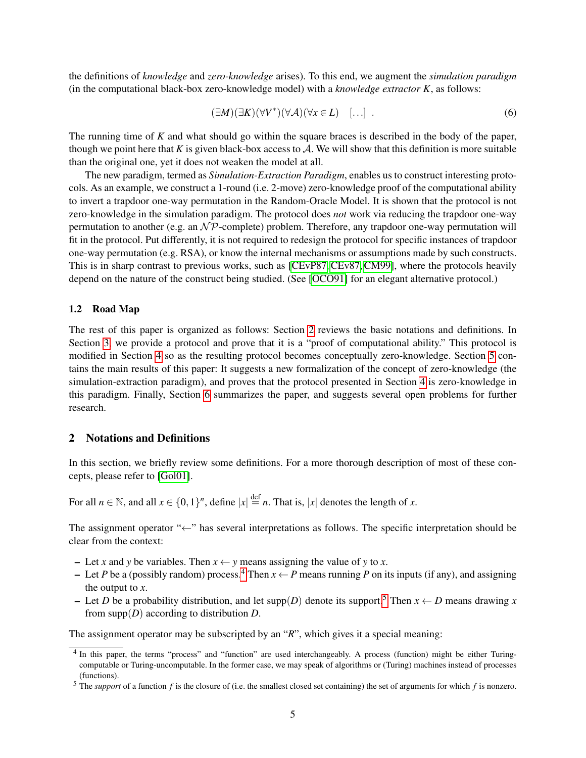the definitions of *knowledge* and *zero-knowledge* arises). To this end, we augment the *simulation paradigm* (in the computational black-box zero-knowledge model) with a *knowledge extractor* $K$, as follows:

$$(\exists M)(\exists K)(\forall V^*)(\forall \mathcal{A})(\forall x \in L) \quad [\ldots] \ . \tag{6}$$

The running time of $K$ and what should go within the square braces is described in the body of the paper, though we point here that $K$ is given black-box access to $\mathcal{A}$. We will show that this definition is more suitable than the original one, yet it does not weaken the model at all.

The new paradigm, termed as *Simulation-Extraction Paradigm*, enables us to construct interesting protocols. As an example, we construct a 1-round (i.e. 2-move) zero-knowledge proof of the computational ability to invert a trapdoor one-way permutation in the Random-Oracle Model. It is shown that the protocol is not zero-knowledge in the simulation paradigm. The protocol does *not* work via reducing the trapdoor one-way permutation to another (e.g. an $\mathcal{NP}$-complete) problem. Therefore, any trapdoor one-way permutation will fit in the protocol. Put differently, it is not required to redesign the protocol for specific instances of trapdoor one-way permutation (e.g. RSA), or know the internal mechanisms or assumptions made by such constructs. This is in sharp contrast to previous works, such as [CEvP87, CEv87, CM99], where the protocols heavily depend on the nature of the construct being studied. (See [OCO91] for an elegant alternative protocol.)

### 1.2 Road Map

The rest of this paper is organized as follows: Section 2 reviews the basic notations and definitions. In Section 3, we provide a protocol and prove that it is a "proof of computational ability." This protocol is modified in Section 4 so as the resulting protocol becomes conceptually zero-knowledge. Section 5 contains the main results of this paper: It suggests a new formalization of the concept of zero-knowledge (the simulation-extraction paradigm), and proves that the protocol presented in Section 4 is zero-knowledge in this paradigm. Finally, Section 6 summarizes the paper, and suggests several open problems for further research.

## 2 Notations and Definitions

In this section, we briefly review some definitions. For a more thorough description of most of these concepts, please refer to [Gol01].

For all $n \in \mathbb{N}$, and all $x \in \{0,1\}^n$, define $|x| \stackrel{\text{def}}{=} n$. That is, $|x|$ denotes the length of $x$.

The assignment operator "$\leftarrow$" has several interpretations as follows. The specific interpretation should be clear from the context:

- Let $x$ and $y$ be variables. Then $x \leftarrow y$ means assigning the value of $y$ to $x$.
- Let $P$ be a (possibly random) process.[4] Then $x \leftarrow P$ means running $P$ on its inputs (if any), and assigning the output to $x$.
- Let $D$ be a probability distribution, and let $\text{supp}(D)$ denote its support.[5] Then $x \leftarrow D$ means drawing $x$ from $\text{supp}(D)$ according to distribution $D$.

The assignment operator may be subscripted by an "$R$", which gives it a special meaning:

[4] In this paper, the terms "process" and "function" are used interchangeably. A process (function) might be either Turing-computable or Turing-uncomputable. In the former case, we may speak of algorithms or (Turing) machines instead of processes (functions).

[5] The *support* of a function $f$ is the closure of (i.e. the smallest closed set containing) the set of arguments for which $f$ is nonzero.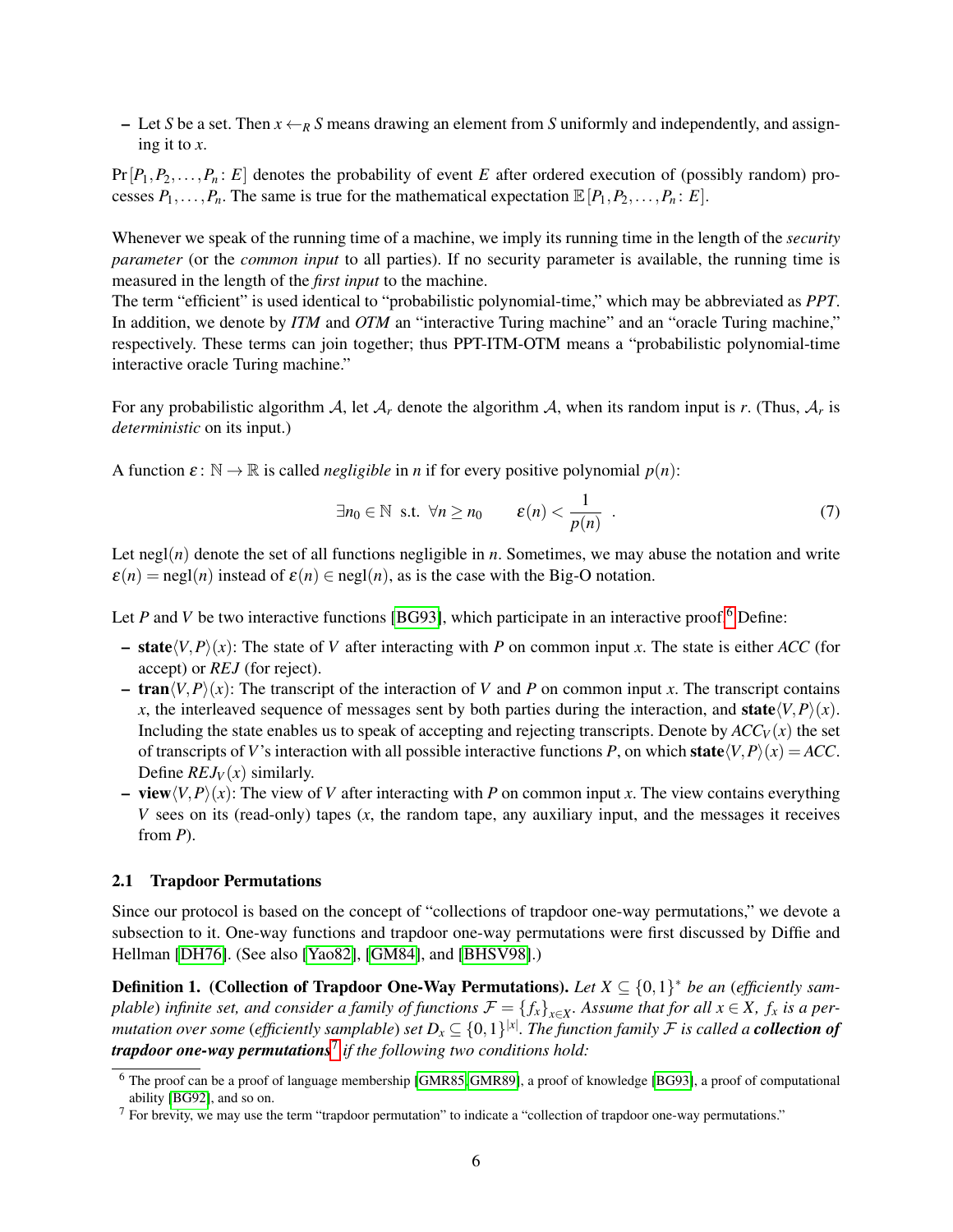- Let $S$ be a set. Then $x \leftarrow_R S$ means drawing an element from $S$ uniformly and independently, and assigning it to $x$.

$\Pr[P_1, P_2, \ldots, P_n \colon E]$ denotes the probability of event $E$ after ordered execution of (possibly random) processes $P_1, \ldots, P_n$. The same is true for the mathematical expectation $\mathbb{E}[P_1, P_2, \ldots, P_n \colon E]$.

Whenever we speak of the running time of a machine, we imply its running time in the length of the *security parameter* (or the *common input* to all parties). If no security parameter is available, the running time is measured in the length of the ***first input*** to the machine.
The term "efficient" is used identical to "probabilistic polynomial-time," which may be abbreviated as *PPT*. In addition, we denote by *ITM* and *OTM* an "interactive Turing machine" and an "oracle Turing machine," respectively. These terms can join together; thus PPT-ITM-OTM means a "probabilistic polynomial-time interactive oracle Turing machine."

For any probabilistic algorithm $\mathcal{A}$, let $\mathcal{A}_r$ denote the algorithm $\mathcal{A}$, when its random input is $r$. (Thus, $\mathcal{A}_r$ is *deterministic* on its input.)

A function $\varepsilon \colon \mathbb{N} \to \mathbb{R}$ is called *negligible* in $n$ if for every positive polynomial $p(n)$:

$$\exists n_0 \in \mathbb{N} \text{ s.t. } \forall n \geq n_0 \qquad \varepsilon(n) < \frac{1}{p(n)} \quad . \tag{7}$$

Let $\text{negl}(n)$ denote the set of all functions negligible in $n$. Sometimes, we may abuse the notation and write $\varepsilon(n) = \text{negl}(n)$ instead of $\varepsilon(n) \in \text{negl}(n)$, as is the case with the Big-O notation.

Let $P$ and $V$ be two interactive functions [BG93], which participate in an interactive proof.[6] Define:

- $\textbf{state}\langle V,P\rangle(x)$: The state of $V$ after interacting with $P$ on common input $x$. The state is either *ACC* (for accept) or *REJ* (for reject).
- $\textbf{tran}\langle V,P\rangle(x)$: The transcript of the interaction of $V$ and $P$ on common input $x$. The transcript contains $x$, the interleaved sequence of messages sent by both parties during the interaction, and $\textbf{state}\langle V,P\rangle(x)$. Including the state enables us to speak of accepting and rejecting transcripts. Denote by $ACC_V(x)$ the set of transcripts of $V$'s interaction with all possible interactive functions $P$, on which $\textbf{state}\langle V,P\rangle(x) = ACC$. Define $REJ_V(x)$ similarly.
- $\textbf{view}\langle V,P\rangle(x)$: The view of $V$ after interacting with $P$ on common input $x$. The view contains everything $V$ sees on its (read-only) tapes ($x$, the random tape, any auxiliary input, and the messages it receives from $P$).

### 2.1 Trapdoor Permutations

Since our protocol is based on the concept of "collections of trapdoor one-way permutations," we devote a subsection to it. One-way functions and trapdoor one-way permutations were first discussed by Diffie and Hellman [DH76]. (See also [Yao82], [GM84], and [BHSV98].)

**Definition 1. (Collection of Trapdoor One-Way Permutations).** *Let $X \subseteq \{0,1\}^*$ be an (efficiently samplable) infinite set, and consider a family of functions $\mathcal{F} = \{f_x\}_{x \in X}$. Assume that for all $x \in X$, $f_x$ is a permutation over some (efficiently samplable) set $D_x \subseteq \{0,1\}^{|x|}$. The function family $\mathcal{F}$ is called a **collection of trapdoor one-way permutations**[7] if the following two conditions hold:*

[6] The proof can be a proof of language membership [GMR85,GMR89], a proof of knowledge [BG93], a proof of computational ability [BG92], and so on.

[7] For brevity, we may use the term "trapdoor permutation" to indicate a "collection of trapdoor one-way permutations."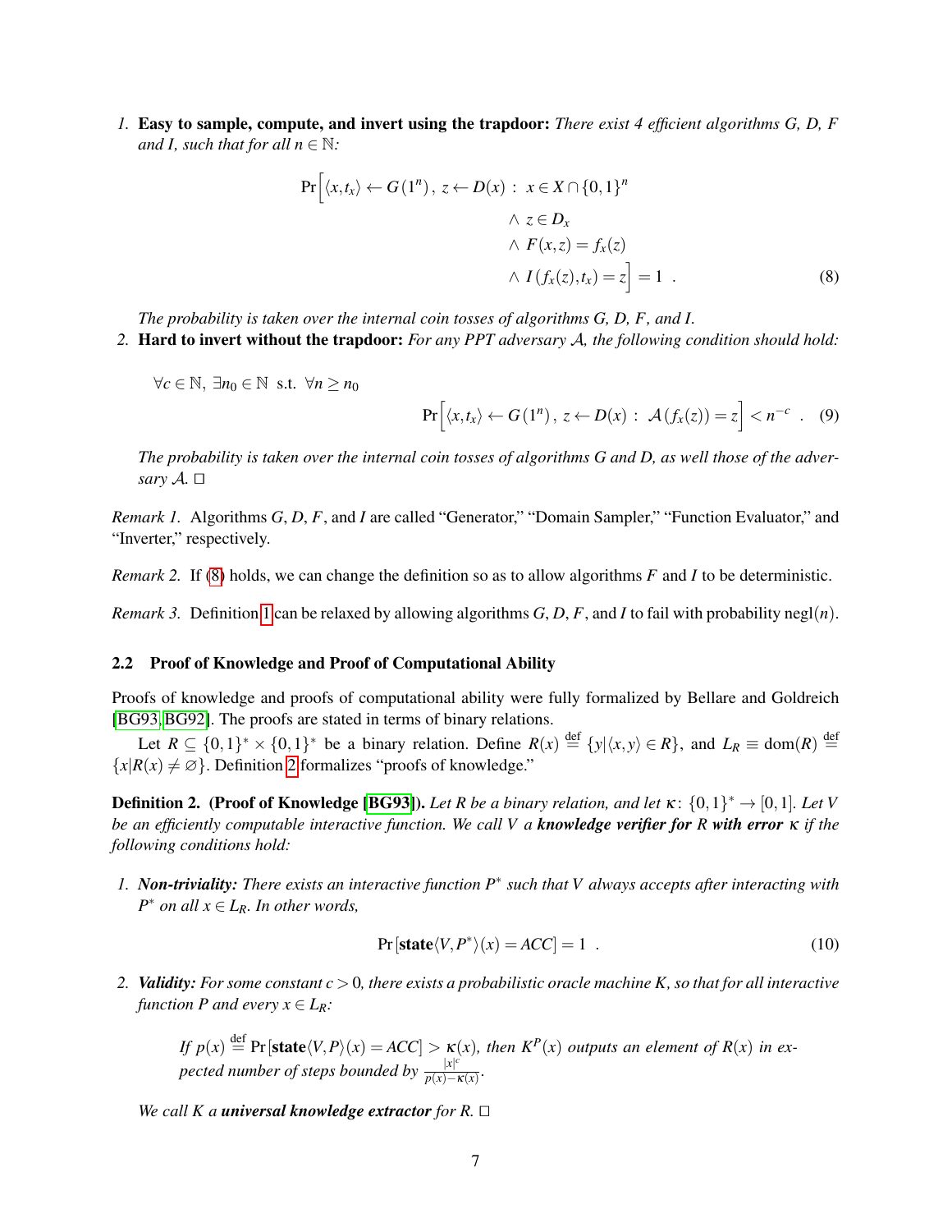1. **Easy to sample, compute, and invert using the trapdoor:** *There exist 4 efficient algorithms G, D, F and I, such that for all $n \in \mathbb{N}$:*

$$
\Pr\Big[\langle x, t_x\rangle \leftarrow G(1^n),\, z \leftarrow D(x) \,:\, x \in X \cap \{0,1\}^n \\
\wedge\, z \in D_x \\
\wedge\, F(x,z) = f_x(z) \\
\wedge\, I(f_x(z), t_x) = z\Big] = 1 \ . \tag{8}
$$

*The probability is taken over the internal coin tosses of algorithms G, D, F, and I.*

2. **Hard to invert without the trapdoor:** *For any PPT adversary $\mathcal{A}$, the following condition should hold:*

$\forall c \in \mathbb{N},\ \exists n_0 \in \mathbb{N}$ s.t. $\forall n \geq n_0$

$$
\Pr\Big[\langle x, t_x\rangle \leftarrow G(1^n),\, z \leftarrow D(x) \,:\, \mathcal{A}(f_x(z)) = z\Big] < n^{-c} \ . \tag{9}
$$

*The probability is taken over the internal coin tosses of algorithms G and D, as well those of the adversary $\mathcal{A}$.* □

*Remark 1.* Algorithms $G, D, F$, and $I$ are called "Generator," "Domain Sampler," "Function Evaluator," and "Inverter," respectively.

*Remark 2.* If (8) holds, we can change the definition so as to allow algorithms $F$ and $I$ to be deterministic.

*Remark 3.* Definition 1 can be relaxed by allowing algorithms $G, D, F$, and $I$ to fail with probability $\mathrm{negl}(n)$.

### 2.2 Proof of Knowledge and Proof of Computational Ability

Proofs of knowledge and proofs of computational ability were fully formalized by Bellare and Goldreich [BG93, BG92]. The proofs are stated in terms of binary relations.

Let $R \subseteq \{0,1\}^* \times \{0,1\}^*$ be a binary relation. Define $R(x) \stackrel{\text{def}}{=} \{y | \langle x, y\rangle \in R\}$, and $L_R \equiv \mathrm{dom}(R) \stackrel{\text{def}}{=} \{x | R(x) \neq \varnothing\}$. Definition 2 formalizes "proofs of knowledge."

**Definition 2. (Proof of Knowledge [BG93]).** *Let R be a binary relation, and let $\kappa\colon \{0,1\}^* \to [0,1]$. Let V be an efficiently computable interactive function. We call V a* ***knowledge verifier for*** $R$ ***with error*** $\kappa$ *if the following conditions hold:*

1. ***Non-triviality:*** *There exists an interactive function $P^*$ such that V always accepts after interacting with $P^*$ on all $x \in L_R$. In other words,*

$$
\Pr[\mathbf{state}\langle V, P^*\rangle(x) = ACC] = 1 \ . \tag{10}
$$

2. ***Validity:*** *For some constant $c > 0$, there exists a probabilistic oracle machine K, so that for all interactive function P and every $x \in L_R$:*

   *If $p(x) \stackrel{\text{def}}{=} \Pr[\mathbf{state}\langle V, P\rangle(x) = ACC] > \kappa(x)$, then $K^P(x)$ outputs an element of $R(x)$ in expected number of steps bounded by $\frac{|x|^c}{p(x) - \kappa(x)}$.*

*We call K a* ***universal knowledge extractor*** *for R.* □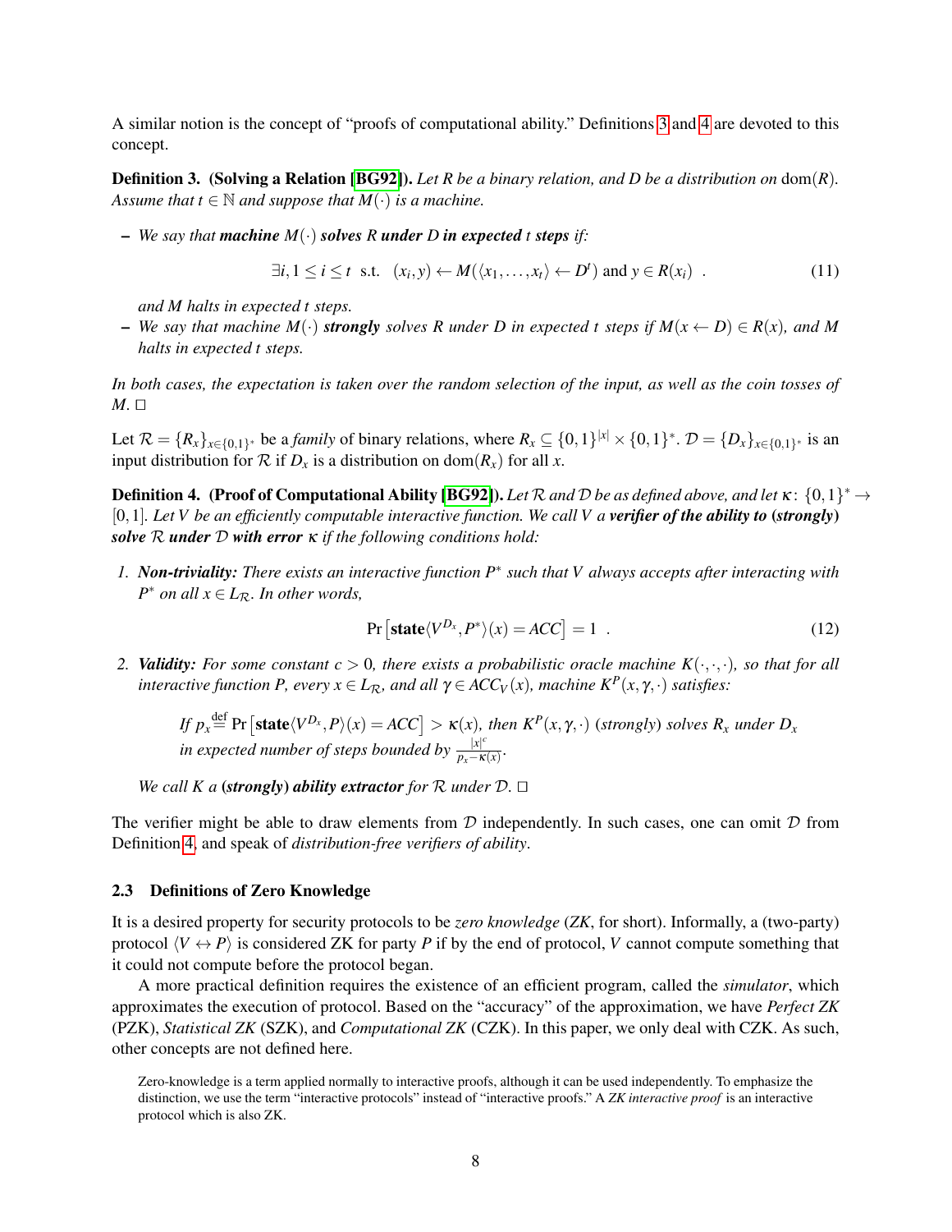A similar notion is the concept of "proofs of computational ability." Definitions 3 and 4 are devoted to this concept.

**Definition 3. (Solving a Relation [BG92]).** *Let $R$ be a binary relation, and $D$ be a distribution on $\mathrm{dom}(R)$. Assume that $t \in \mathbb{N}$ and suppose that $M(\cdot)$ is a machine.*

- *We say that* ***machine*** $M(\cdot)$ ***solves*** $R$ ***under*** $D$ ***in expected*** $t$ ***steps*** *if:*

$$\exists i, 1 \leq i \leq t \text{ s.t. } (x_i, y) \leftarrow M(\langle x_1, \ldots, x_t \rangle \leftarrow D^t) \text{ and } y \in R(x_i) \quad . \tag{11}$$

*and $M$ halts in expected $t$ steps.*

- *We say that machine $M(\cdot)$* ***strongly*** *solves $R$ under $D$ in expected $t$ steps if $M(x \leftarrow D) \in R(x)$, and $M$ halts in expected $t$ steps.*

*In both cases, the expectation is taken over the random selection of the input, as well as the coin tosses of $M$.* □

Let $\mathcal{R} = \{R_x\}_{x \in \{0,1\}^*}$ be a *family* of binary relations, where $R_x \subseteq \{0,1\}^{|x|} \times \{0,1\}^*$. $\mathcal{D} = \{D_x\}_{x \in \{0,1\}^*}$ is an input distribution for $\mathcal{R}$ if $D_x$ is a distribution on $\mathrm{dom}(R_x)$ for all $x$.

**Definition 4. (Proof of Computational Ability [BG92]).** *Let $\mathcal{R}$ and $\mathcal{D}$ be as defined above, and let $\kappa \colon \{0,1\}^* \to [0,1]$. Let $V$ be an efficiently computable interactive function. We call $V$ a* ***verifier of the ability to (strongly) solve*** $\mathcal{R}$ ***under*** $\mathcal{D}$ ***with error*** $\kappa$ *if the following conditions hold:*

1. ***Non-triviality:*** *There exists an interactive function $P^*$ such that $V$ always accepts after interacting with $P^*$ on all $x \in L_{\mathcal{R}}$. In other words,*

$$\Pr\left[\mathbf{state}\langle V^{D_x}, P^* \rangle(x) = ACC\right] = 1 \quad . \tag{12}$$

2. ***Validity:*** *For some constant $c > 0$, there exists a probabilistic oracle machine $K(\cdot,\cdot,\cdot)$, so that for all interactive function $P$, every $x \in L_{\mathcal{R}}$, and all $\gamma \in ACC_V(x)$, machine $K^P(x,\gamma,\cdot)$ satisfies:*

   *If $p_x \stackrel{\text{def}}{=} \Pr\left[\mathbf{state}\langle V^{D_x}, P \rangle(x) = ACC\right] > \kappa(x)$, then $K^P(x,\gamma,\cdot)$ (strongly) solves $R_x$ under $D_x$ in expected number of steps bounded by $\frac{|x|^c}{p_x - \kappa(x)}$.*

   *We call $K$ a* ***(strongly) ability extractor*** *for $\mathcal{R}$ under $\mathcal{D}$.* □

The verifier might be able to draw elements from $\mathcal{D}$ independently. In such cases, one can omit $\mathcal{D}$ from Definition 4, and speak of *distribution-free verifiers of ability*.

### 2.3 Definitions of Zero Knowledge

It is a desired property for security protocols to be *zero knowledge* (*ZK*, for short). Informally, a (two-party) protocol $\langle V \leftrightarrow P \rangle$ is considered ZK for party $P$ if by the end of protocol, $V$ cannot compute something that it could not compute before the protocol began.

A more practical definition requires the existence of an efficient program, called the *simulator*, which approximates the execution of protocol. Based on the "accuracy" of the approximation, we have *Perfect ZK* (PZK), *Statistical ZK* (SZK), and *Computational ZK* (CZK). In this paper, we only deal with CZK. As such, other concepts are not defined here.

Zero-knowledge is a term applied normally to interactive proofs, although it can be used independently. To emphasize the distinction, we use the term "interactive protocols" instead of "interactive proofs." A *ZK interactive proof* is an interactive protocol which is also ZK.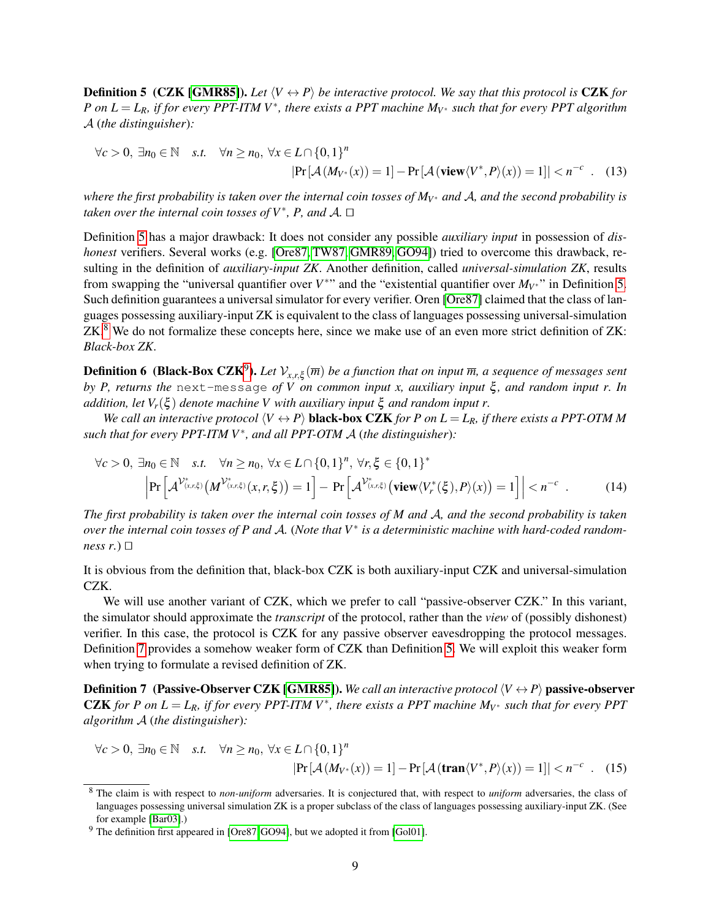**Definition 5** **(CZK [GMR85]).** *Let $\langle V \leftrightarrow P\rangle$ be interactive protocol. We say that this protocol is* **CZK** *for $P$ on $L = L_R$, if for every PPT-ITM $V^*$, there exists a PPT machine $M_{V^*}$ such that for every PPT algorithm $\mathcal{A}$ (the distinguisher):*

$$\forall c > 0,\ \exists n_0 \in \mathbb{N} \quad s.t. \quad \forall n \geq n_0,\ \forall x \in L \cap \{0,1\}^n$$
$$|\Pr[\mathcal{A}(M_{V^*}(x)) = 1] - \Pr[\mathcal{A}(\mathbf{view}\langle V^*, P\rangle(x)) = 1]| < n^{-c} \quad . \quad (13)$$

*where the first probability is taken over the internal coin tosses of $M_{V^*}$ and $\mathcal{A}$, and the second probability is taken over the internal coin tosses of $V^*$, $P$, and $\mathcal{A}$.* □

Definition 5 has a major drawback: It does not consider any possible *auxiliary input* in possession of *dishonest* verifiers. Several works (e.g. [Ore87, TW87, GMR89, GO94]) tried to overcome this drawback, resulting in the definition of *auxiliary-input ZK*. Another definition, called *universal-simulation ZK*, results from swapping the "universal quantifier over $V^*$" and the "existential quantifier over $M_{V^*}$" in Definition 5. Such definition guarantees a universal simulator for every verifier. Oren [Ore87] claimed that the class of languages possessing auxiliary-input ZK is equivalent to the class of languages possessing universal-simulation ZK.[8] We do not formalize these concepts here, since we make use of an even more strict definition of ZK: *Black-box ZK*.

**Definition 6** **(Black-Box CZK[9]).** *Let $\mathcal{V}_{x,r,\xi}(\overline{m})$ be a function that on input $\overline{m}$, a sequence of messages sent by $P$, returns the* `next-message` *of $V$ on common input $x$, auxiliary input $\xi$, and random input $r$. In addition, let $V_r(\xi)$ denote machine $V$ with auxiliary input $\xi$ and random input $r$.*

*We call an interactive protocol $\langle V \leftrightarrow P\rangle$* **black-box CZK** *for $P$ on $L = L_R$, if there exists a PPT-OTM $M$ such that for every PPT-ITM $V^*$, and all PPT-OTM $\mathcal{A}$ (the distinguisher):*

$$\forall c > 0,\ \exists n_0 \in \mathbb{N} \quad s.t. \quad \forall n \geq n_0,\ \forall x \in L \cap \{0,1\}^n,\ \forall r, \xi \in \{0,1\}^*$$
$$\left|\Pr\left[\mathcal{A}^{\mathcal{V}^*_{(x,r,\xi)}}\left(M^{\mathcal{V}^*_{(x,r,\xi)}}(x,r,\xi)\right) = 1\right] - \Pr\left[\mathcal{A}^{\mathcal{V}^*_{(x,r,\xi)}}\left(\mathbf{view}\langle V^*_r(\xi), P\rangle(x)\right) = 1\right]\right| < n^{-c} \quad . \quad (14)$$

*The first probability is taken over the internal coin tosses of $M$ and $\mathcal{A}$, and the second probability is taken over the internal coin tosses of $P$ and $\mathcal{A}$. (Note that $V^*$ is a deterministic machine with hard-coded randomness $r$.)* □

It is obvious from the definition that, black-box CZK is both auxiliary-input CZK and universal-simulation CZK.

We will use another variant of CZK, which we prefer to call "passive-observer CZK." In this variant, the simulator should approximate the *transcript* of the protocol, rather than the *view* of (possibly dishonest) verifier. In this case, the protocol is CZK for any passive observer eavesdropping the protocol messages. Definition 7 provides a somehow weaker form of CZK than Definition 5. We will exploit this weaker form when trying to formulate a revised definition of ZK.

**Definition 7** **(Passive-Observer CZK [GMR85]).** *We call an interactive protocol $\langle V \leftrightarrow P\rangle$* **passive-observer CZK** *for $P$ on $L = L_R$, if for every PPT-ITM $V^*$, there exists a PPT machine $M_{V^*}$ such that for every PPT algorithm $\mathcal{A}$ (the distinguisher):*

$$\forall c > 0,\ \exists n_0 \in \mathbb{N} \quad s.t. \quad \forall n \geq n_0,\ \forall x \in L \cap \{0,1\}^n$$
$$|\Pr[\mathcal{A}(M_{V^*}(x)) = 1] - \Pr[\mathcal{A}(\mathbf{tran}\langle V^*, P\rangle(x)) = 1]| < n^{-c} \quad . \quad (15)$$

---

[8] The claim is with respect to *non-uniform* adversaries. It is conjectured that, with respect to *uniform* adversaries, the class of languages possessing universal simulation ZK is a proper subclass of the class of languages possessing auxiliary-input ZK. (See for example [Bar03].)

[9] The definition first appeared in [Ore87, GO94], but we adopted it from [Gol01].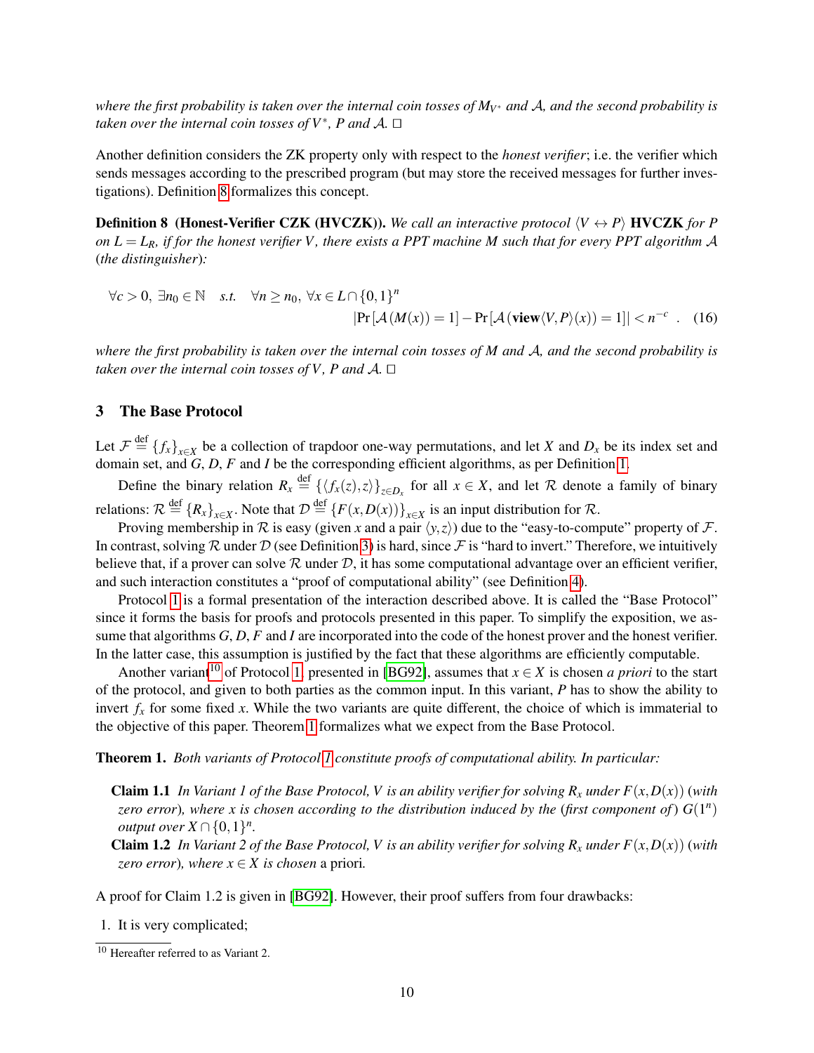*where the first probability is taken over the internal coin tosses of $M_{V^*}$ and $\mathcal{A}$, and the second probability is taken over the internal coin tosses of $V^*$, $P$ and $\mathcal{A}$.* □

Another definition considers the ZK property only with respect to the *honest verifier*; i.e. the verifier which sends messages according to the prescribed program (but may store the received messages for further investigations). Definition 8 formalizes this concept.

**Definition 8 (Honest-Verifier CZK (HVCZK)).** *We call an interactive protocol $\langle V \leftrightarrow P\rangle$* **HVCZK** *for $P$ on $L = L_R$, if for the honest verifier $V$, there exists a PPT machine $M$ such that for every PPT algorithm $\mathcal{A}$ (the distinguisher):*

$$\forall c > 0,\ \exists n_0 \in \mathbb{N} \quad s.t. \quad \forall n \geq n_0,\ \forall x \in L \cap \{0,1\}^n$$
$$|\Pr[\mathcal{A}(M(x)) = 1] - \Pr[\mathcal{A}(\mathbf{view}\langle V,P\rangle(x)) = 1]| < n^{-c} \quad . \quad (16)$$

*where the first probability is taken over the internal coin tosses of $M$ and $\mathcal{A}$, and the second probability is taken over the internal coin tosses of $V$, $P$ and $\mathcal{A}$.* □

## 3 The Base Protocol

Let $\mathcal{F} \stackrel{\text{def}}{=} \{f_x\}_{x\in X}$ be a collection of trapdoor one-way permutations, and let $X$ and $D_x$ be its index set and domain set, and $G$, $D$, $F$ and $I$ be the corresponding efficient algorithms, as per Definition 1.

Define the binary relation $R_x \stackrel{\text{def}}{=} \{\langle f_x(z), z\rangle\}_{z\in D_x}$ for all $x \in X$, and let $\mathcal{R}$ denote a family of binary relations: $\mathcal{R} \stackrel{\text{def}}{=} \{R_x\}_{x\in X}$. Note that $\mathcal{D} \stackrel{\text{def}}{=} \{F(x, D(x))\}_{x\in X}$ is an input distribution for $\mathcal{R}$.

Proving membership in $\mathcal{R}$ is easy (given $x$ and a pair $\langle y, z\rangle$) due to the "easy-to-compute" property of $\mathcal{F}$. In contrast, solving $\mathcal{R}$ under $\mathcal{D}$ (see Definition 3) is hard, since $\mathcal{F}$ is "hard to invert." Therefore, we intuitively believe that, if a prover can solve $\mathcal{R}$ under $\mathcal{D}$, it has some computational advantage over an efficient verifier, and such interaction constitutes a "proof of computational ability" (see Definition 4).

Protocol 1 is a formal presentation of the interaction described above. It is called the "Base Protocol" since it forms the basis for proofs and protocols presented in this paper. To simplify the exposition, we assume that algorithms $G$, $D$, $F$ and $I$ are incorporated into the code of the honest prover and the honest verifier. In the latter case, this assumption is justified by the fact that these algorithms are efficiently computable.

Another variant[10] of Protocol 1, presented in [BG92], assumes that $x \in X$ is chosen *a priori* to the start of the protocol, and given to both parties as the common input. In this variant, $P$ has to show the ability to invert $f_x$ for some fixed $x$. While the two variants are quite different, the choice of which is immaterial to the objective of this paper. Theorem 1 formalizes what we expect from the Base Protocol.

**Theorem 1.** *Both variants of Protocol 1 constitute proofs of computational ability. In particular:*

**Claim 1.1** *In Variant 1 of the Base Protocol, $V$ is an ability verifier for solving $R_x$ under $F(x, D(x))$ (with zero error), where $x$ is chosen according to the distribution induced by the (first component of) $G(1^n)$ output over $X \cap \{0,1\}^n$.*

**Claim 1.2** *In Variant 2 of the Base Protocol, $V$ is an ability verifier for solving $R_x$ under $F(x, D(x))$ (with zero error), where $x \in X$ is chosen* a priori.

A proof for Claim 1.2 is given in [BG92]. However, their proof suffers from four drawbacks:

1. It is very complicated;

[10] Hereafter referred to as Variant 2.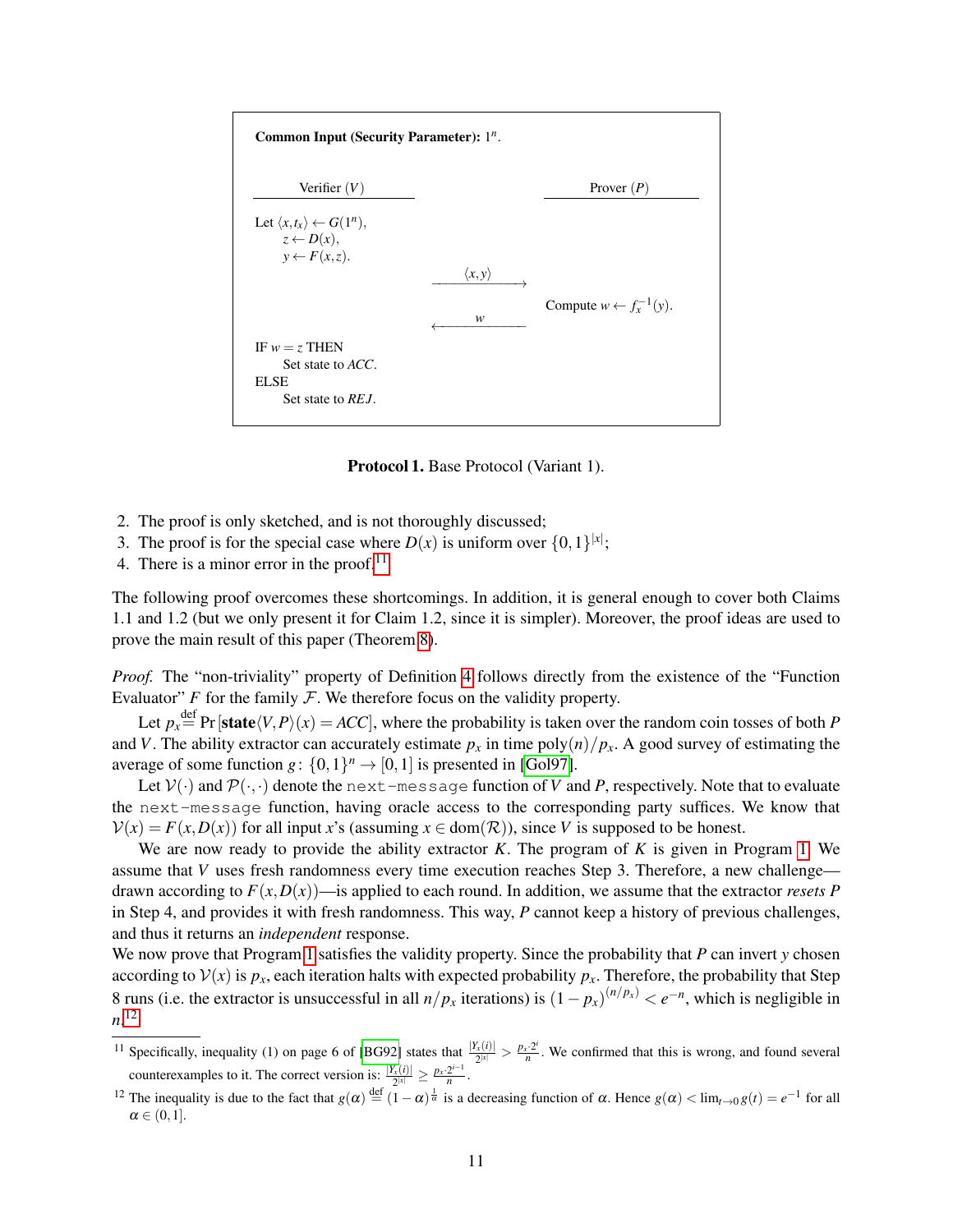**Common Input (Security Parameter):** $1^n$.

| Verifier ($V$) | | Prover ($P$) |
|---|---|---|
| Let $\langle x, t_x\rangle \leftarrow G(1^n)$,<br>$z \leftarrow D(x)$,<br>$y \leftarrow F(x,z)$. | | |
| | $\xrightarrow{\langle x,y\rangle}$ | |
| | | Compute $w \leftarrow f_x^{-1}(y)$. |
| | $\xleftarrow{w}$ | |
| IF $w = z$ THEN<br>Set state to *ACC*.<br>ELSE<br>Set state to *REJ*. | | |

**Protocol 1.** Base Protocol (Variant 1).

2. The proof is only sketched, and is not thoroughly discussed;
3. The proof is for the special case where $D(x)$ is uniform over $\{0,1\}^{|x|}$;
4. There is a minor error in the proof.[11]

The following proof overcomes these shortcomings. In addition, it is general enough to cover both Claims 1.1 and 1.2 (but we only present it for Claim 1.2, since it is simpler). Moreover, the proof ideas are used to prove the main result of this paper (Theorem 8).

*Proof.* The "non-triviality" property of Definition 4 follows directly from the existence of the "Function Evaluator" $F$ for the family $\mathcal{F}$. We therefore focus on the validity property.

Let $p_x \stackrel{\text{def}}{=} \Pr[\mathbf{state}\langle V,P\rangle(x) = ACC]$, where the probability is taken over the random coin tosses of both $P$ and $V$. The ability extractor can accurately estimate $p_x$ in time $\text{poly}(n)/p_x$. A good survey of estimating the average of some function $g\colon \{0,1\}^n \to [0,1]$ is presented in [Gol97].

Let $\mathcal{V}(\cdot)$ and $\mathcal{P}(\cdot,\cdot)$ denote the `next-message` function of $V$ and $P$, respectively. Note that to evaluate the `next-message` function, having oracle access to the corresponding party suffices. We know that $\mathcal{V}(x) = F(x, D(x))$ for all input $x$'s (assuming $x \in \text{dom}(\mathcal{R})$), since $V$ is supposed to be honest.

We are now ready to provide the ability extractor $K$. The program of $K$ is given in Program 1. We assume that $V$ uses fresh randomness every time execution reaches Step 3. Therefore, a new challenge—drawn according to $F(x,D(x))$—is applied to each round. In addition, we assume that the extractor *resets* $P$ in Step 4, and provides it with fresh randomness. This way, $P$ cannot keep a history of previous challenges, and thus it returns an *independent* response.

We now prove that Program 1 satisfies the validity property. Since the probability that $P$ can invert $y$ chosen according to $\mathcal{V}(x)$ is $p_x$, each iteration halts with expected probability $p_x$. Therefore, the probability that Step 8 runs (i.e. the extractor is unsuccessful in all $n/p_x$ iterations) is $(1-p_x)^{(n/p_x)} < e^{-n}$, which is negligible in $n$.[12]

---

[11] Specifically, inequality (1) on page 6 of [BG92] states that $\frac{|Y_x(i)|}{2^{|x|}} > \frac{p_x \cdot 2^i}{n}$. We confirmed that this is wrong, and found several counterexamples to it. The correct version is: $\frac{|Y_x(i)|}{2^{|x|}} \geq \frac{p_x \cdot 2^{i-1}}{n}$.

[12] The inequality is due to the fact that $g(\alpha) \stackrel{\text{def}}{=} (1-\alpha)^{\frac{1}{\alpha}}$ is a decreasing function of $\alpha$. Hence $g(\alpha) < \lim_{t\to 0} g(t) = e^{-1}$ for all $\alpha \in (0,1]$.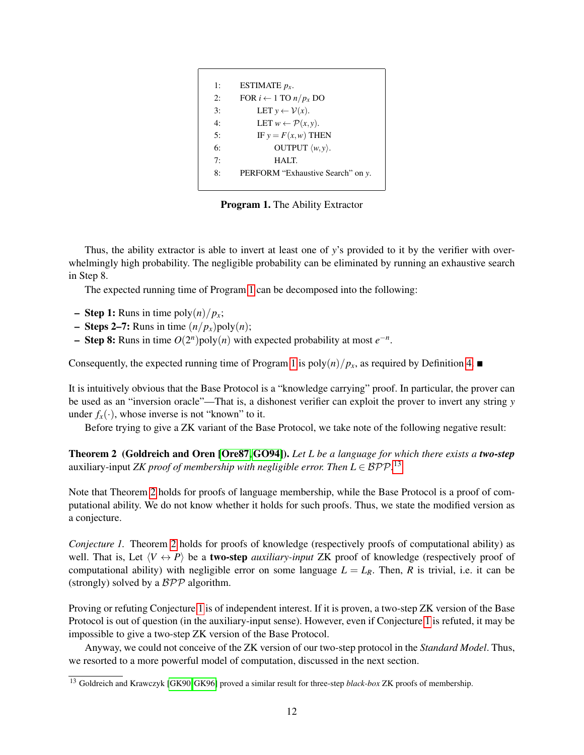```
1:    ESTIMATE p_x.
2:    FOR i ← 1 TO n/p_x DO
3:        LET y ← V(x).
4:        LET w ← P(x,y).
5:        IF y = F(x,w) THEN
6:            OUTPUT ⟨w,y⟩.
7:            HALT.
8:    PERFORM "Exhaustive Search" on y.
```

**Program 1.** The Ability Extractor

Thus, the ability extractor is able to invert at least one of $y$'s provided to it by the verifier with overwhelmingly high probability. The negligible probability can be eliminated by running an exhaustive search in Step 8.

The expected running time of Program 1 can be decomposed into the following:

- **Step 1:** Runs in time $\mathrm{poly}(n)/p_x$;
- **Steps 2–7:** Runs in time $(n/p_x)\mathrm{poly}(n)$;
- **Step 8:** Runs in time $O(2^n)\mathrm{poly}(n)$ with expected probability at most $e^{-n}$.

Consequently, the expected running time of Program 1 is $\mathrm{poly}(n)/p_x$, as required by Definition 4. ■

It is intuitively obvious that the Base Protocol is a "knowledge carrying" proof. In particular, the prover can be used as an "inversion oracle"—That is, a dishonest verifier can exploit the prover to invert any string $y$ under $f_x(\cdot)$, whose inverse is not "known" to it.

Before trying to give a ZK variant of the Base Protocol, we take note of the following negative result:

**Theorem 2 (Goldreich and Oren [Ore87, GO94]).** *Let $L$ be a language for which there exists a* ***two-step*** auxiliary-input *ZK proof of membership with negligible error. Then $L \in \mathcal{BPP}$.*[13]

Note that Theorem 2 holds for proofs of language membership, while the Base Protocol is a proof of computational ability. We do not know whether it holds for such proofs. Thus, we state the modified version as a conjecture.

*Conjecture 1.* Theorem 2 holds for proofs of knowledge (respectively proofs of computational ability) as well. That is, Let $\langle V \leftrightarrow P\rangle$ be a **two-step** *auxiliary-input* ZK proof of knowledge (respectively proof of computational ability) with negligible error on some language $L = L_R$. Then, $R$ is trivial, i.e. it can be (strongly) solved by a $\mathcal{BPP}$ algorithm.

Proving or refuting Conjecture 1 is of independent interest. If it is proven, a two-step ZK version of the Base Protocol is out of question (in the auxiliary-input sense). However, even if Conjecture 1 is refuted, it may be impossible to give a two-step ZK version of the Base Protocol.

Anyway, we could not conceive of the ZK version of our two-step protocol in the *Standard Model*. Thus, we resorted to a more powerful model of computation, discussed in the next section.

[13] Goldreich and Krawczyk [GK90, GK96] proved a similar result for three-step *black-box* ZK proofs of membership.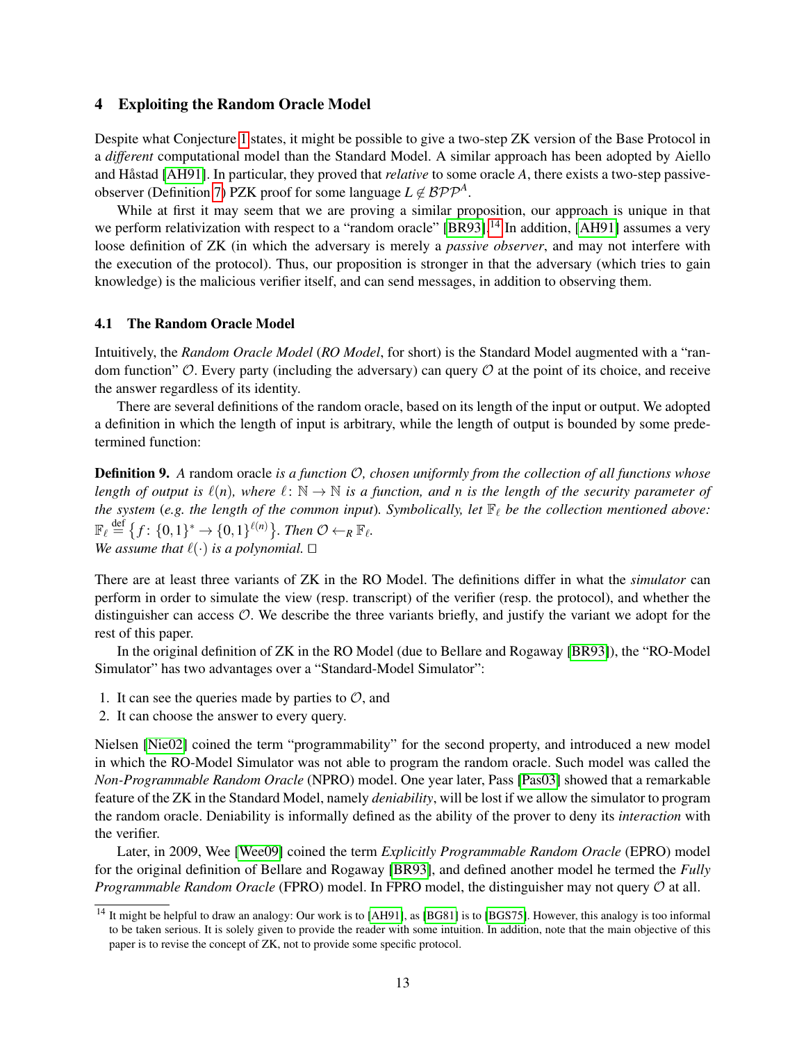## 4 Exploiting the Random Oracle Model

Despite what Conjecture 1 states, it might be possible to give a two-step ZK version of the Base Protocol in a *different* computational model than the Standard Model. A similar approach has been adopted by Aiello and Håstad [AH91]. In particular, they proved that *relative* to some oracle $A$, there exists a two-step passive-observer (Definition 7) PZK proof for some language $L \notin \mathcal{BPP}^A$.

While at first it may seem that we are proving a similar proposition, our approach is unique in that we perform relativization with respect to a "random oracle" [BR93].[14] In addition, [AH91] assumes a very loose definition of ZK (in which the adversary is merely a *passive observer*, and may not interfere with the execution of the protocol). Thus, our proposition is stronger in that the adversary (which tries to gain knowledge) is the malicious verifier itself, and can send messages, in addition to observing them.

### 4.1 The Random Oracle Model

Intuitively, the *Random Oracle Model* (*RO Model*, for short) is the Standard Model augmented with a "random function" $\mathcal{O}$. Every party (including the adversary) can query $\mathcal{O}$ at the point of its choice, and receive the answer regardless of its identity.

There are several definitions of the random oracle, based on its length of the input or output. We adopted a definition in which the length of input is arbitrary, while the length of output is bounded by some predetermined function:

**Definition 9.** *A* random oracle *is a function $\mathcal{O}$, chosen uniformly from the collection of all functions whose length of output is $\ell(n)$, where $\ell \colon \mathbb{N} \to \mathbb{N}$ is a function, and $n$ is the length of the security parameter of the system* (*e.g. the length of the common input*)*. Symbolically, let $\mathbb{F}_\ell$ be the collection mentioned above: $\mathbb{F}_\ell \stackrel{\text{def}}{=} \left\{ f \colon \{0,1\}^* \to \{0,1\}^{\ell(n)} \right\}$. Then $\mathcal{O} \leftarrow_R \mathbb{F}_\ell$.*
*We assume that $\ell(\cdot)$ is a polynomial.* $\square$

There are at least three variants of ZK in the RO Model. The definitions differ in what the *simulator* can perform in order to simulate the view (resp. transcript) of the verifier (resp. the protocol), and whether the distinguisher can access $\mathcal{O}$. We describe the three variants briefly, and justify the variant we adopt for the rest of this paper.

In the original definition of ZK in the RO Model (due to Bellare and Rogaway [BR93]), the "RO-Model Simulator" has two advantages over a "Standard-Model Simulator":

1. It can see the queries made by parties to $\mathcal{O}$, and
2. It can choose the answer to every query.

Nielsen [Nie02] coined the term "programmability" for the second property, and introduced a new model in which the RO-Model Simulator was not able to program the random oracle. Such model was called the *Non-Programmable Random Oracle* (NPRO) model. One year later, Pass [Pas03] showed that a remarkable feature of the ZK in the Standard Model, namely *deniability*, will be lost if we allow the simulator to program the random oracle. Deniability is informally defined as the ability of the prover to deny its *interaction* with the verifier.

Later, in 2009, Wee [Wee09] coined the term *Explicitly Programmable Random Oracle* (EPRO) model for the original definition of Bellare and Rogaway [BR93], and defined another model he termed the *Fully Programmable Random Oracle* (FPRO) model. In FPRO model, the distinguisher may not query $\mathcal{O}$ at all.

[14] It might be helpful to draw an analogy: Our work is to [AH91], as [BG81] is to [BGS75]. However, this analogy is too informal to be taken serious. It is solely given to provide the reader with some intuition. In addition, note that the main objective of this paper is to revise the concept of ZK, not to provide some specific protocol.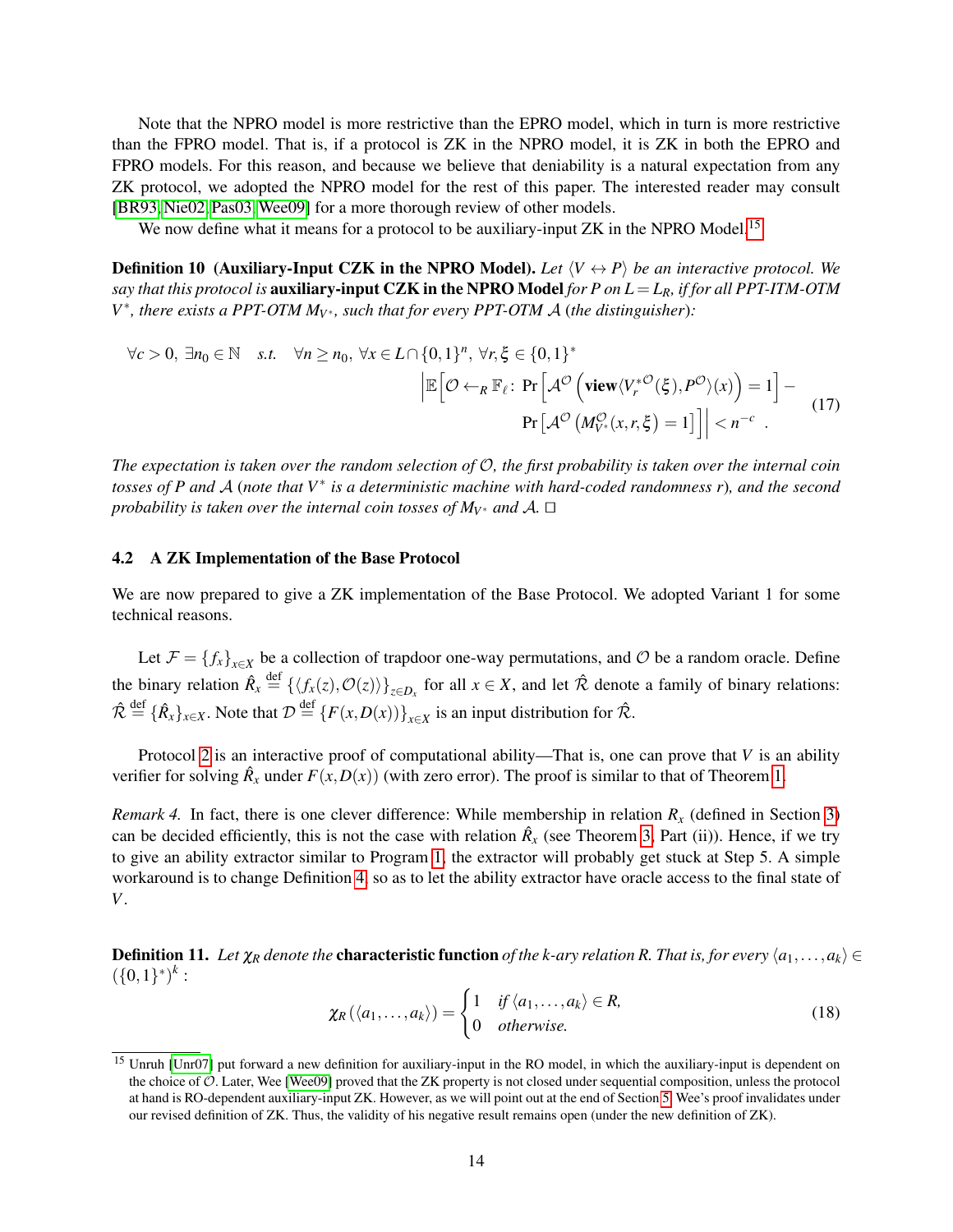Note that the NPRO model is more restrictive than the EPRO model, which in turn is more restrictive than the FPRO model. That is, if a protocol is ZK in the NPRO model, it is ZK in both the EPRO and FPRO models. For this reason, and because we believe that deniability is a natural expectation from any ZK protocol, we adopted the NPRO model for the rest of this paper. The interested reader may consult [BR93, Nie02, Pas03, Wee09] for a more thorough review of other models.

We now define what it means for a protocol to be auxiliary-input ZK in the NPRO Model.[15]

**Definition 10 (Auxiliary-Input CZK in the NPRO Model).** *Let $\langle V \leftrightarrow P \rangle$ be an interactive protocol. We say that this protocol is* **auxiliary-input CZK in the NPRO Model** *for $P$ on $L = L_R$, if for all PPT-ITM-OTM $V^*$, there exists a PPT-OTM $M_{V^*}$, such that for every PPT-OTM $\mathcal{A}$ (the distinguisher):*

$$\forall c > 0,\ \exists n_0 \in \mathbb{N} \quad s.t. \quad \forall n \geq n_0,\ \forall x \in L \cap \{0,1\}^n,\ \forall r, \xi \in \{0,1\}^* \\ \Big| \mathbb{E}\Big[\mathcal{O} \leftarrow_R \mathbb{F}_\ell \colon \Pr\Big[\mathcal{A}^{\mathcal{O}}\Big(\mathbf{view}\langle {V_r^*}^{\mathcal{O}}(\xi), P^{\mathcal{O}}\rangle(x)\Big) = 1\Big] - \\ \Pr\Big[\mathcal{A}^{\mathcal{O}}\left(M_{V^*}^{\mathcal{O}}(x, r, \xi) = 1\right]\Big]\Big| < n^{-c} \ . \tag{17}$$

*The expectation is taken over the random selection of $\mathcal{O}$, the first probability is taken over the internal coin tosses of $P$ and $\mathcal{A}$ (note that $V^*$ is a deterministic machine with hard-coded randomness $r$), and the second probability is taken over the internal coin tosses of $M_{V^*}$ and $\mathcal{A}$.* □

### 4.2 A ZK Implementation of the Base Protocol

We are now prepared to give a ZK implementation of the Base Protocol. We adopted Variant 1 for some technical reasons.

Let $\mathcal{F} = \{f_x\}_{x \in X}$ be a collection of trapdoor one-way permutations, and $\mathcal{O}$ be a random oracle. Define the binary relation $\hat{R}_x \stackrel{\text{def}}{=} \{\langle f_x(z), \mathcal{O}(z)\rangle\}_{z \in D_x}$ for all $x \in X$, and let $\hat{\mathcal{R}}$ denote a family of binary relations: $\hat{\mathcal{R}} \stackrel{\text{def}}{=} \{\hat{R}_x\}_{x \in X}$. Note that $\mathcal{D} \stackrel{\text{def}}{=} \{F(x, D(x))\}_{x \in X}$ is an input distribution for $\hat{\mathcal{R}}$.

Protocol 2 is an interactive proof of computational ability—That is, one can prove that $V$ is an ability verifier for solving $\hat{R}_x$ under $F(x, D(x))$ (with zero error). The proof is similar to that of Theorem 1.

*Remark 4.* In fact, there is one clever difference: While membership in relation $R_x$ (defined in Section 3) can be decided efficiently, this is not the case with relation $\hat{R}_x$ (see Theorem 3, Part (ii)). Hence, if we try to give an ability extractor similar to Program 1, the extractor will probably get stuck at Step 5. A simple workaround is to change Definition 4 so as to let the ability extractor have oracle access to the final state of $V$.

**Definition 11.** *Let $\chi_R$ denote the* **characteristic function** *of the k-ary relation R. That is, for every $\langle a_1, \ldots, a_k \rangle \in (\{0,1\}^*)^k$ :*

$$\chi_R(\langle a_1, \ldots, a_k \rangle) = \begin{cases} 1 & \text{if } \langle a_1, \ldots, a_k \rangle \in R, \\ 0 & \text{otherwise.} \end{cases} \tag{18}$$

[15] Unruh [Unr07] put forward a new definition for auxiliary-input in the RO model, in which the auxiliary-input is dependent on the choice of $\mathcal{O}$. Later, Wee [Wee09] proved that the ZK property is not closed under sequential composition, unless the protocol at hand is RO-dependent auxiliary-input ZK. However, as we will point out at the end of Section 5, Wee's proof invalidates under our revised definition of ZK. Thus, the validity of his negative result remains open (under the new definition of ZK).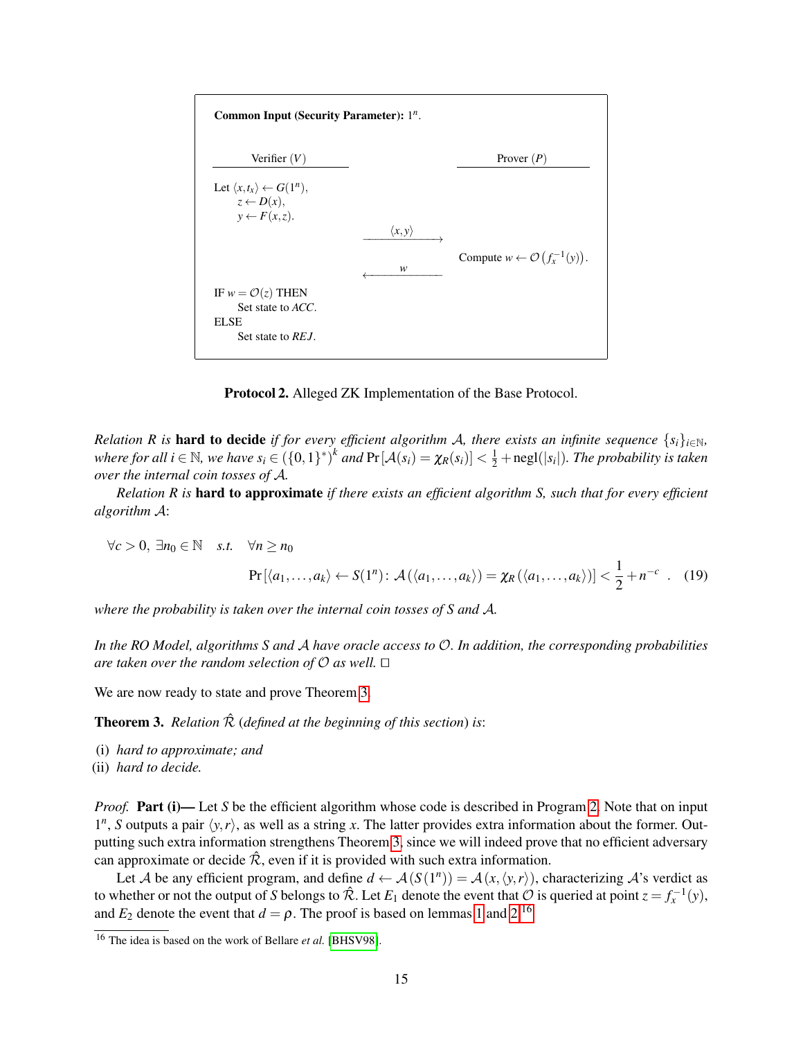**Common Input (Security Parameter):** $1^n$.

| Verifier ($V$) | | Prover ($P$) |
|---|---|---|
| Let $\langle x, t_x\rangle \leftarrow G(1^n)$, <br> $z \leftarrow D(x)$, <br> $y \leftarrow F(x,z)$. | | |
| | $\xrightarrow{\langle x,y\rangle}$ | |
| | | Compute $w \leftarrow \mathcal{O}\left(f_x^{-1}(y)\right)$. |
| | $\xleftarrow{w}$ | |
| IF $w = \mathcal{O}(z)$ THEN <br> Set state to $ACC$. <br> ELSE <br> Set state to $REJ$. | | |

**Protocol 2.** Alleged ZK Implementation of the Base Protocol.

*Relation $R$ is* **hard to decide** *if for every efficient algorithm $\mathcal{A}$, there exists an infinite sequence $\{s_i\}_{i\in\mathbb{N}}$, where for all $i \in \mathbb{N}$, we have $s_i \in (\{0,1\}^*)^k$ and $\Pr[\mathcal{A}(s_i) = \chi_R(s_i)] < \frac{1}{2} + \mathrm{negl}(|s_i|)$. The probability is taken over the internal coin tosses of $\mathcal{A}$.*

*Relation $R$ is* **hard to approximate** *if there exists an efficient algorithm $S$, such that for every efficient algorithm $\mathcal{A}$:*

$$\forall c > 0,\ \exists n_0 \in \mathbb{N} \quad s.t. \quad \forall n \geq n_0$$
$$\Pr\left[\langle a_1,\ldots,a_k\rangle \leftarrow S(1^n)\colon \mathcal{A}\left(\langle a_1,\ldots,a_k\rangle\right) = \chi_R\left(\langle a_1,\ldots,a_k\rangle\right)\right] < \frac{1}{2} + n^{-c} \quad . \tag{19}$$

*where the probability is taken over the internal coin tosses of $S$ and $\mathcal{A}$.*

*In the RO Model, algorithms $S$ and $\mathcal{A}$ have oracle access to $\mathcal{O}$. In addition, the corresponding probabilities are taken over the random selection of $\mathcal{O}$ as well.* □

We are now ready to state and prove Theorem 3.

**Theorem 3.** *Relation $\hat{\mathcal{R}}$ (defined at the beginning of this section) is:*

(i) *hard to approximate; and*
(ii) *hard to decide.*

*Proof.* **Part (i)—** Let $S$ be the efficient algorithm whose code is described in Program 2. Note that on input $1^n$, $S$ outputs a pair $\langle y, r\rangle$, as well as a string $x$. The latter provides extra information about the former. Outputting such extra information strengthens Theorem 3, since we will indeed prove that no efficient adversary can approximate or decide $\hat{\mathcal{R}}$, even if it is provided with such extra information.

Let $\mathcal{A}$ be any efficient program, and define $d \leftarrow \mathcal{A}(S(1^n)) = \mathcal{A}(x, \langle y, r\rangle)$, characterizing $\mathcal{A}$'s verdict as to whether or not the output of $S$ belongs to $\hat{\mathcal{R}}$. Let $E_1$ denote the event that $\mathcal{O}$ is queried at point $z = f_x^{-1}(y)$, and $E_2$ denote the event that $d = \rho$. The proof is based on lemmas 1 and 2.[16]

[16] The idea is based on the work of Bellare *et al.* [BHSV98].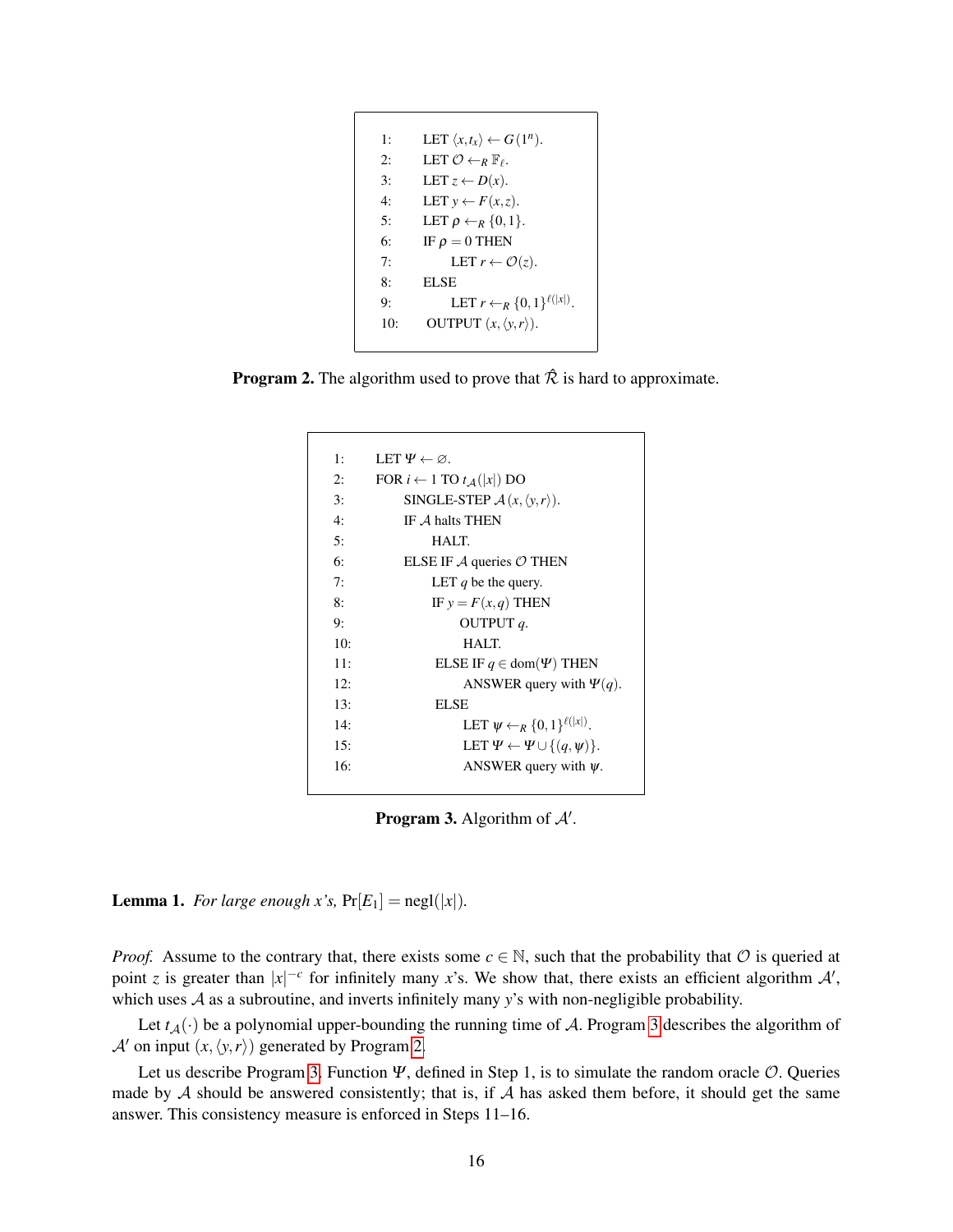```
1:   LET ⟨x, t_x⟩ ← G(1^n).
2:   LET 𝒪 ←_R 𝔽_ℓ.
3:   LET z ← D(x).
4:   LET y ← F(x, z).
5:   LET ρ ←_R {0,1}.
6:   IF ρ = 0 THEN
7:         LET r ← 𝒪(z).
8:   ELSE
9:         LET r ←_R {0,1}^{ℓ(|x|)}.
10:  OUTPUT (x, ⟨y, r⟩).
```

**Program 2.** The algorithm used to prove that $\hat{\mathcal{R}}$ is hard to approximate.

```
1:   LET Ψ ← ∅.
2:   FOR i ← 1 TO t_𝒜(|x|) DO
3:         SINGLE-STEP 𝒜(x, ⟨y, r⟩).
4:         IF 𝒜 halts THEN
5:               HALT.
6:         ELSE IF 𝒜 queries 𝒪 THEN
7:               LET q be the query.
8:               IF y = F(x, q) THEN
9:                     OUTPUT q.
10:                    HALT.
11:              ELSE IF q ∈ dom(Ψ) THEN
12:                    ANSWER query with Ψ(q).
13:              ELSE
14:                    LET ψ ←_R {0,1}^{ℓ(|x|)}.
15:                    LET Ψ ← Ψ ∪ {(q, ψ)}.
16:                    ANSWER query with ψ.
```

**Program 3.** Algorithm of $\mathcal{A}'$.

**Lemma 1.** *For large enough x's,* $\Pr[E_1] = \text{negl}(|x|)$.

*Proof.* Assume to the contrary that, there exists some $c \in \mathbb{N}$, such that the probability that $\mathcal{O}$ is queried at point $z$ is greater than $|x|^{-c}$ for infinitely many $x$'s. We show that, there exists an efficient algorithm $\mathcal{A}'$, which uses $\mathcal{A}$ as a subroutine, and inverts infinitely many $y$'s with non-negligible probability.

Let $t_{\mathcal{A}}(\cdot)$ be a polynomial upper-bounding the running time of $\mathcal{A}$. Program 3 describes the algorithm of $\mathcal{A}'$ on input $(x, \langle y, r\rangle)$ generated by Program 2.

Let us describe Program 3. Function $\Psi$, defined in Step 1, is to simulate the random oracle $\mathcal{O}$. Queries made by $\mathcal{A}$ should be answered consistently; that is, if $\mathcal{A}$ has asked them before, it should get the same answer. This consistency measure is enforced in Steps 11–16.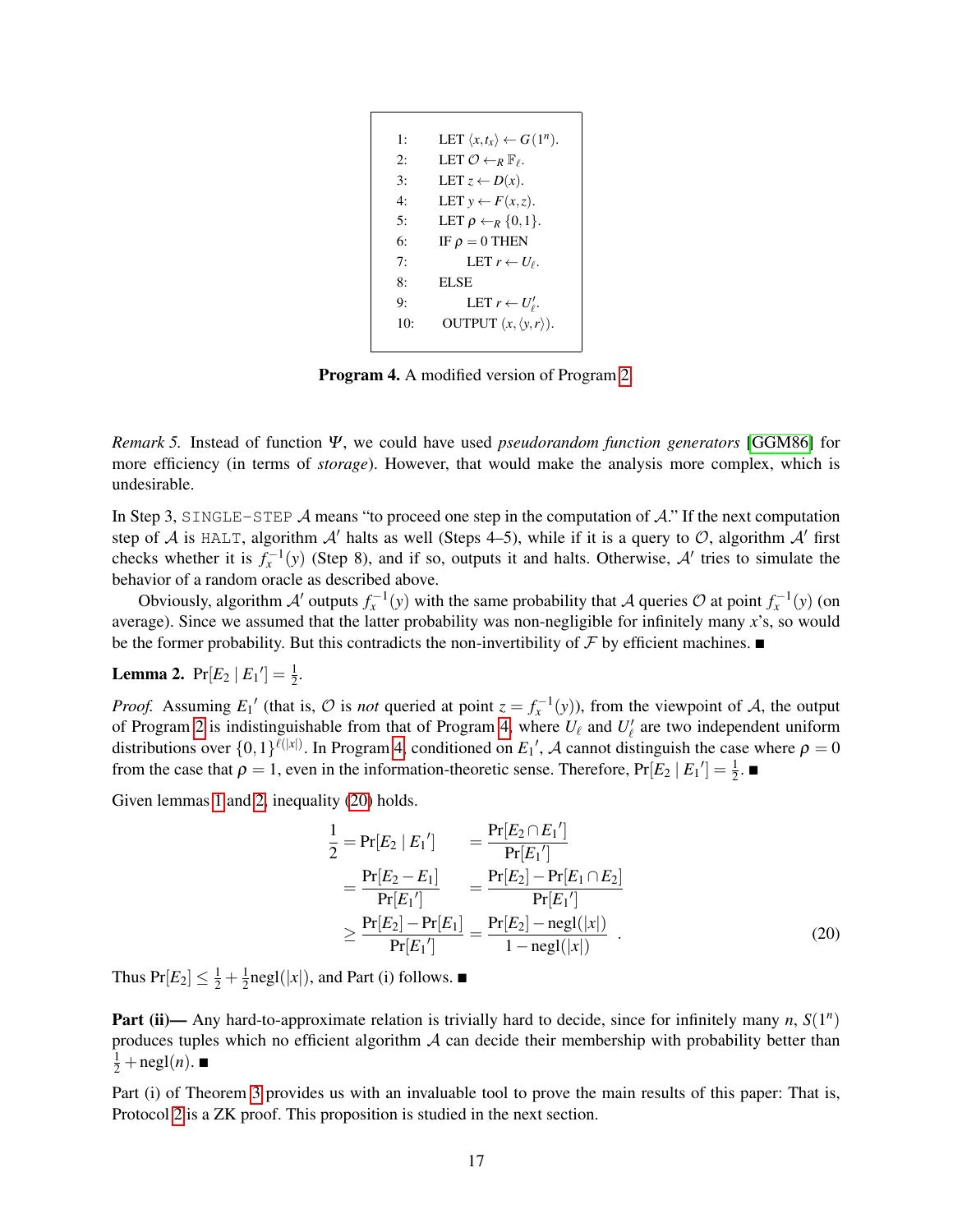```
1:    LET ⟨x, t_x⟩ ← G(1^n).
2:    LET 𝒪 ←_R 𝔽_ℓ.
3:    LET z ← D(x).
4:    LET y ← F(x, z).
5:    LET ρ ←_R {0,1}.
6:    IF ρ = 0 THEN
7:        LET r ← U_ℓ.
8:    ELSE
9:        LET r ← U'_ℓ.
10:   OUTPUT (x, ⟨y, r⟩).
```

**Program 4.** A modified version of Program 2

*Remark 5.* Instead of function $\Psi$, we could have used *pseudorandom function generators* [GGM86] for more efficiency (in terms of *storage*). However, that would make the analysis more complex, which is undesirable.

In Step 3, `SINGLE-STEP` $\mathcal{A}$ means "to proceed one step in the computation of $\mathcal{A}$." If the next computation step of $\mathcal{A}$ is `HALT`, algorithm $\mathcal{A}'$ halts as well (Steps 4–5), while if it is a query to $\mathcal{O}$, algorithm $\mathcal{A}'$ first checks whether it is $f_x^{-1}(y)$ (Step 8), and if so, outputs it and halts. Otherwise, $\mathcal{A}'$ tries to simulate the behavior of a random oracle as described above.

Obviously, algorithm $\mathcal{A}'$ outputs $f_x^{-1}(y)$ with the same probability that $\mathcal{A}$ queries $\mathcal{O}$ at point $f_x^{-1}(y)$ (on average). Since we assumed that the latter probability was non-negligible for infinitely many $x$'s, so would be the former probability. But this contradicts the non-invertibility of $\mathcal{F}$ by efficient machines. ∎

**Lemma 2.** $\Pr[E_2 \mid E_1'] = \frac{1}{2}$.

*Proof.* Assuming $E_1'$ (that is, $\mathcal{O}$ is *not* queried at point $z = f_x^{-1}(y)$), from the viewpoint of $\mathcal{A}$, the output of Program 2 is indistinguishable from that of Program 4, where $U_\ell$ and $U'_\ell$ are two independent uniform distributions over $\{0,1\}^{\ell(|x|)}$. In Program 4, conditioned on $E_1'$, $\mathcal{A}$ cannot distinguish the case where $\rho = 0$ from the case that $\rho = 1$, even in the information-theoretic sense. Therefore, $\Pr[E_2 \mid E_1'] = \frac{1}{2}$. ∎

Given lemmas 1 and 2, inequality (20) holds.

$$
\begin{aligned}
\frac{1}{2} = \Pr[E_2 \mid E_1'] \quad &= \frac{\Pr[E_2 \cap E_1']}{\Pr[E_1']} \\
= \frac{\Pr[E_2 - E_1]}{\Pr[E_1']} \quad &= \frac{\Pr[E_2] - \Pr[E_1 \cap E_2]}{\Pr[E_1']} \\
\geq \frac{\Pr[E_2] - \Pr[E_1]}{\Pr[E_1']} &= \frac{\Pr[E_2] - \mathrm{negl}(|x|)}{1 - \mathrm{negl}(|x|)} \quad .
\end{aligned}
\tag{20}
$$

Thus $\Pr[E_2] \leq \frac{1}{2} + \frac{1}{2}\mathrm{negl}(|x|)$, and Part (i) follows. ∎

**Part (ii)—** Any hard-to-approximate relation is trivially hard to decide, since for infinitely many $n$, $S(1^n)$ produces tuples which no efficient algorithm $\mathcal{A}$ can decide their membership with probability better than $\frac{1}{2} + \mathrm{negl}(n)$. ∎

Part (i) of Theorem 3 provides us with an invaluable tool to prove the main results of this paper: That is, Protocol 2 is a ZK proof. This proposition is studied in the next section.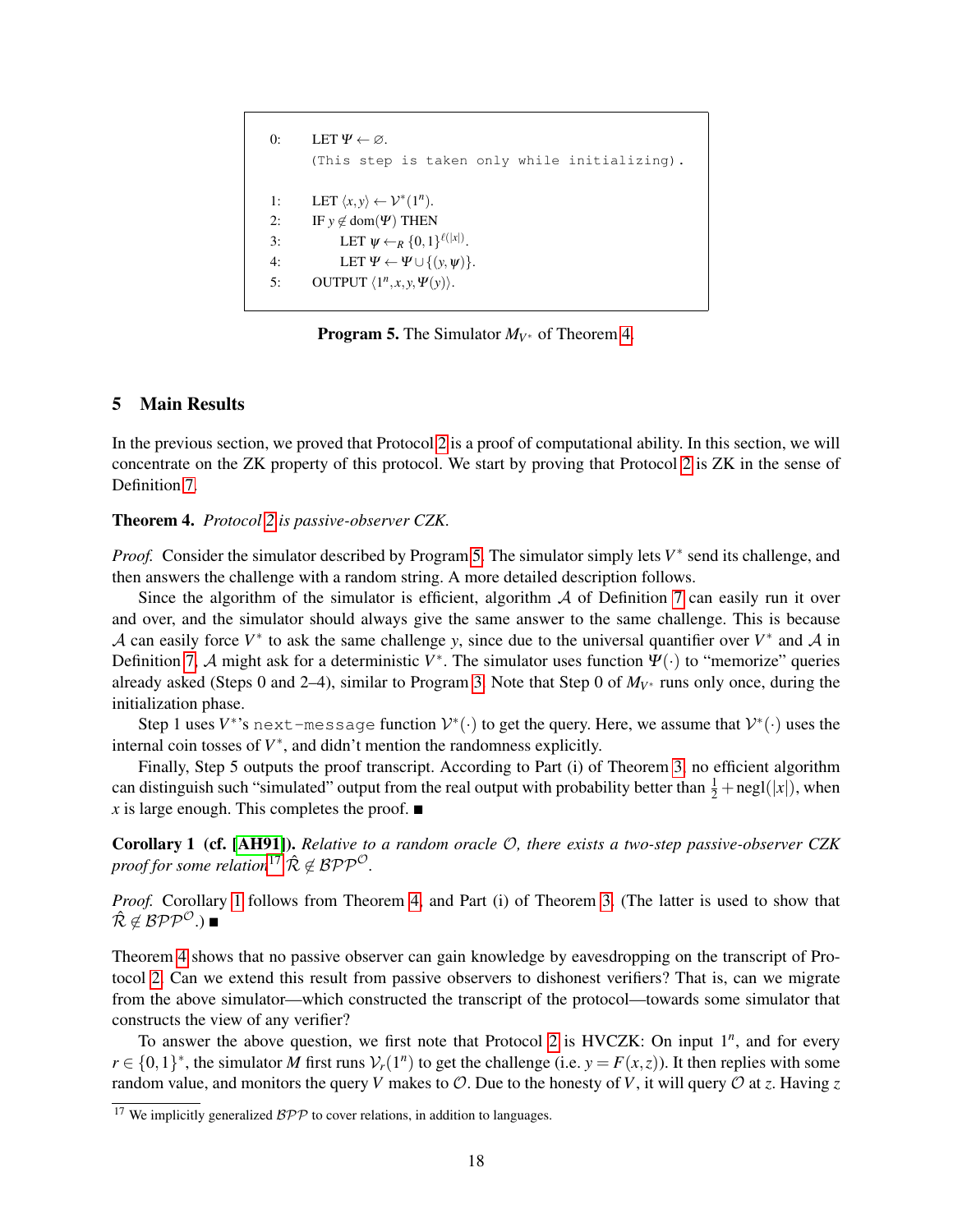```
0:   LET Ψ ← ∅.
     (This step is taken only while initializing).

1:   LET ⟨x, y⟩ ← V*(1^n).
2:   IF y ∉ dom(Ψ) THEN
3:        LET ψ ←_R {0,1}^{ℓ(|x|)}.
4:        LET Ψ ← Ψ ∪ {(y, ψ)}.
5:   OUTPUT ⟨1^n, x, y, Ψ(y)⟩.
```

**Program 5.** The Simulator $M_{V^*}$ of Theorem 4.

## 5 Main Results

In the previous section, we proved that Protocol 2 is a proof of computational ability. In this section, we will concentrate on the ZK property of this protocol. We start by proving that Protocol 2 is ZK in the sense of Definition 7.

**Theorem 4.** *Protocol 2 is passive-observer CZK.*

*Proof.* Consider the simulator described by Program 5. The simulator simply lets $V^*$ send its challenge, and then answers the challenge with a random string. A more detailed description follows.

Since the algorithm of the simulator is efficient, algorithm $\mathcal{A}$ of Definition 7 can easily run it over and over, and the simulator should always give the same answer to the same challenge. This is because $\mathcal{A}$ can easily force $V^*$ to ask the same challenge $y$, since due to the universal quantifier over $V^*$ and $\mathcal{A}$ in Definition 7, $\mathcal{A}$ might ask for a deterministic $V^*$. The simulator uses function $\Psi(\cdot)$ to "memorize" queries already asked (Steps 0 and 2–4), similar to Program 3. Note that Step 0 of $M_{V^*}$ runs only once, during the initialization phase.

Step 1 uses $V^*$'s `next-message` function $\mathcal{V}^*(\cdot)$ to get the query. Here, we assume that $\mathcal{V}^*(\cdot)$ uses the internal coin tosses of $V^*$, and didn't mention the randomness explicitly.

Finally, Step 5 outputs the proof transcript. According to Part (i) of Theorem 3, no efficient algorithm can distinguish such "simulated" output from the real output with probability better than $\frac{1}{2} + \text{negl}(|x|)$, when $x$ is large enough. This completes the proof. ∎

**Corollary 1 (cf. [AH91]).** *Relative to a random oracle $\mathcal{O}$, there exists a two-step passive-observer CZK proof for some relation*[17] $\hat{\mathcal{R}} \notin \mathcal{BPP}^{\mathcal{O}}$.

*Proof.* Corollary 1 follows from Theorem 4, and Part (i) of Theorem 3. (The latter is used to show that $\hat{\mathcal{R}} \notin \mathcal{BPP}^{\mathcal{O}}$.) ∎

Theorem 4 shows that no passive observer can gain knowledge by eavesdropping on the transcript of Protocol 2. Can we extend this result from passive observers to dishonest verifiers? That is, can we migrate from the above simulator—which constructed the transcript of the protocol—towards some simulator that constructs the view of any verifier?

To answer the above question, we first note that Protocol 2 is HVCZK: On input $1^n$, and for every $r \in \{0,1\}^*$, the simulator $M$ first runs $\mathcal{V}_r(1^n)$ to get the challenge (i.e. $y = F(x,z)$). It then replies with some random value, and monitors the query $V$ makes to $\mathcal{O}$. Due to the honesty of $V$, it will query $\mathcal{O}$ at $z$. Having $z$

[17] We implicitly generalized $\mathcal{BPP}$ to cover relations, in addition to languages.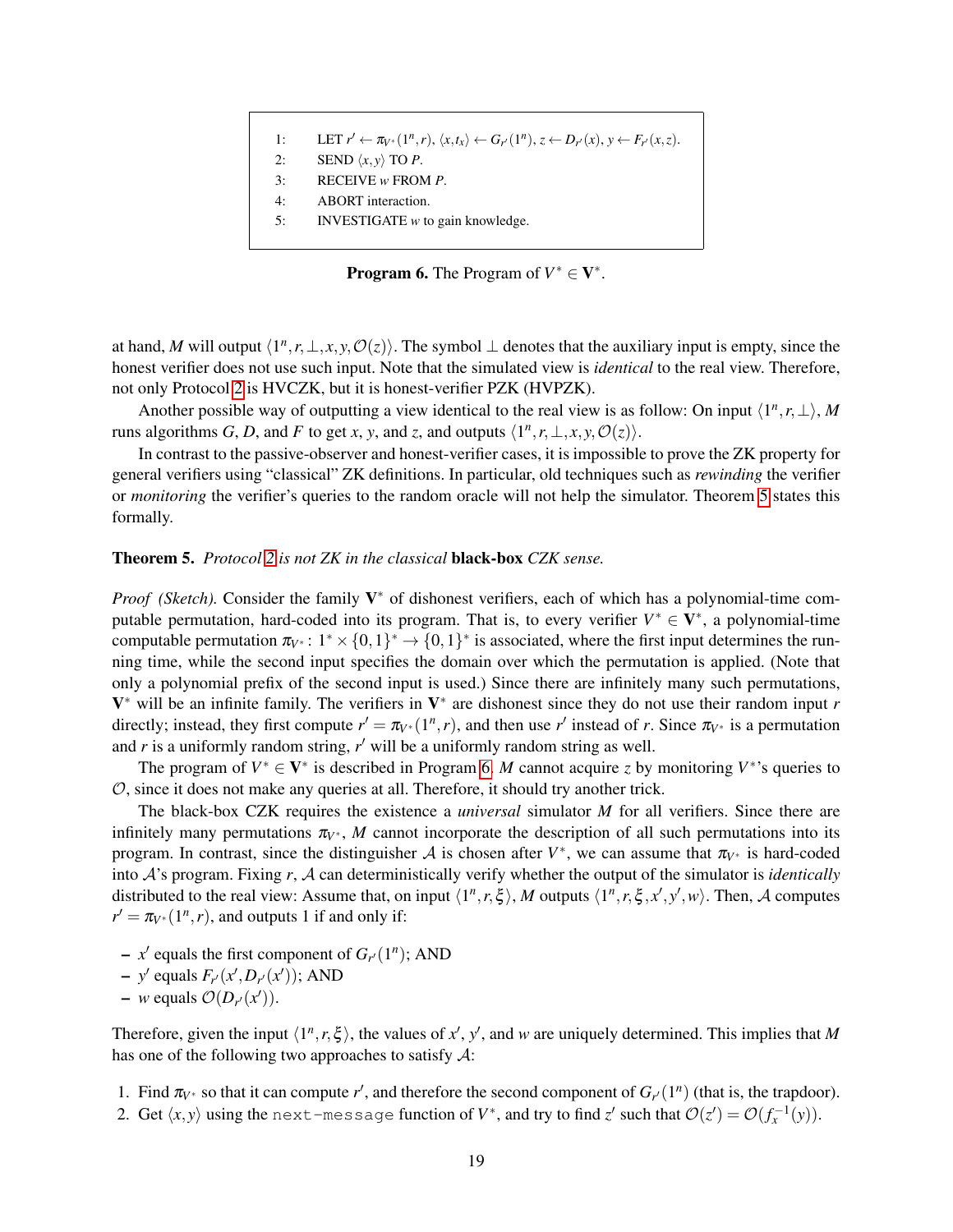```
1:   LET r′ ← π_{V*}(1^n, r), ⟨x, t_x⟩ ← G_{r′}(1^n), z ← D_{r′}(x), y ← F_{r′}(x, z).
2:   SEND ⟨x, y⟩ TO P.
3:   RECEIVE w FROM P.
4:   ABORT interaction.
5:   INVESTIGATE w to gain knowledge.
```

**Program 6.** The Program of $V^* \in \mathbf{V}^*$.

at hand, $M$ will output $\langle 1^n, r, \perp, x, y, \mathcal{O}(z)\rangle$. The symbol $\perp$ denotes that the auxiliary input is empty, since the honest verifier does not use such input. Note that the simulated view is *identical* to the real view. Therefore, not only Protocol 2 is HVCZK, but it is honest-verifier PZK (HVPZK).

Another possible way of outputting a view identical to the real view is as follow: On input $\langle 1^n, r, \perp\rangle$, $M$ runs algorithms $G$, $D$, and $F$ to get $x$, $y$, and $z$, and outputs $\langle 1^n, r, \perp, x, y, \mathcal{O}(z)\rangle$.

In contrast to the passive-observer and honest-verifier cases, it is impossible to prove the ZK property for general verifiers using "classical" ZK definitions. In particular, old techniques such as *rewinding* the verifier or *monitoring* the verifier's queries to the random oracle will not help the simulator. Theorem 5 states this formally.

**Theorem 5.** *Protocol 2 is not ZK in the classical* **black-box** *CZK sense.*

*Proof (Sketch).* Consider the family $\mathbf{V}^*$ of dishonest verifiers, each of which has a polynomial-time computable permutation, hard-coded into its program. That is, to every verifier $V^* \in \mathbf{V}^*$, a polynomial-time computable permutation $\pi_{V^*}: 1^* \times \{0,1\}^* \to \{0,1\}^*$ is associated, where the first input determines the running time, while the second input specifies the domain over which the permutation is applied. (Note that only a polynomial prefix of the second input is used.) Since there are infinitely many such permutations, $\mathbf{V}^*$ will be an infinite family. The verifiers in $\mathbf{V}^*$ are dishonest since they do not use their random input $r$ directly; instead, they first compute $r' = \pi_{V^*}(1^n, r)$, and then use $r'$ instead of $r$. Since $\pi_{V^*}$ is a permutation and $r$ is a uniformly random string, $r'$ will be a uniformly random string as well.

The program of $V^* \in \mathbf{V}^*$ is described in Program 6. $M$ cannot acquire $z$ by monitoring $V^*$'s queries to $\mathcal{O}$, since it does not make any queries at all. Therefore, it should try another trick.

The black-box CZK requires the existence a *universal* simulator $M$ for all verifiers. Since there are infinitely many permutations $\pi_{V^*}$, $M$ cannot incorporate the description of all such permutations into its program. In contrast, since the distinguisher $\mathcal{A}$ is chosen after $V^*$, we can assume that $\pi_{V^*}$ is hard-coded into $\mathcal{A}$'s program. Fixing $r$, $\mathcal{A}$ can deterministically verify whether the output of the simulator is *identically* distributed to the real view: Assume that, on input $\langle 1^n, r, \xi\rangle$, $M$ outputs $\langle 1^n, r, \xi, x', y', w\rangle$. Then, $\mathcal{A}$ computes $r' = \pi_{V^*}(1^n, r)$, and outputs 1 if and only if:

– $x'$ equals the first component of $G_{r'}(1^n)$; AND
– $y'$ equals $F_{r'}(x', D_{r'}(x'))$; AND
– $w$ equals $\mathcal{O}(D_{r'}(x'))$.

Therefore, given the input $\langle 1^n, r, \xi\rangle$, the values of $x'$, $y'$, and $w$ are uniquely determined. This implies that $M$ has one of the following two approaches to satisfy $\mathcal{A}$:

1. Find $\pi_{V^*}$ so that it can compute $r'$, and therefore the second component of $G_{r'}(1^n)$ (that is, the trapdoor).
2. Get $\langle x, y\rangle$ using the `next-message` function of $V^*$, and try to find $z'$ such that $\mathcal{O}(z') = \mathcal{O}(f_x^{-1}(y))$.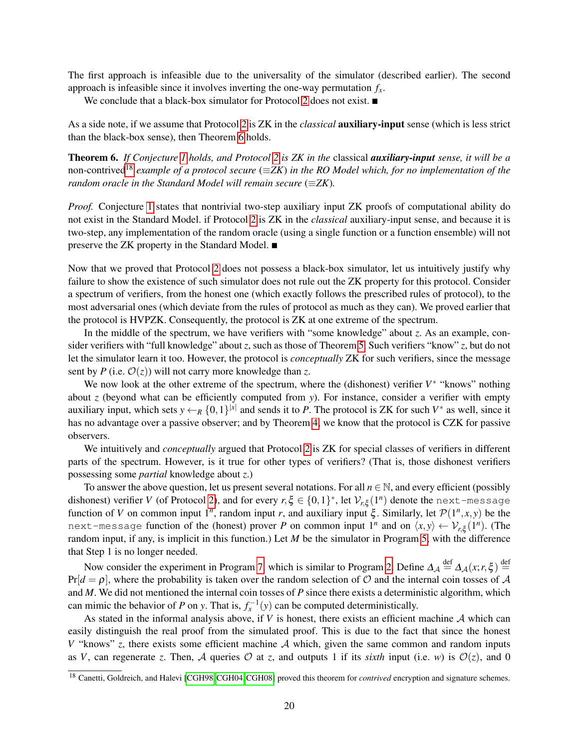The first approach is infeasible due to the universality of the simulator (described earlier). The second approach is infeasible since it involves inverting the one-way permutation $f_x$.

We conclude that a black-box simulator for Protocol 2 does not exist. ■

As a side note, if we assume that Protocol 2 is ZK in the *classical* **auxiliary-input** sense (which is less strict than the black-box sense), then Theorem 6 holds.

**Theorem 6.** *If Conjecture 1 holds, and Protocol 2 is ZK in the* classical ***auxiliary-input*** *sense, it will be a* non-contrived[18] *example of a protocol secure ($\equiv$ZK) in the RO Model which, for no implementation of the random oracle in the Standard Model will remain secure ($\equiv$ZK).*

*Proof.* Conjecture 1 states that nontrivial two-step auxiliary input ZK proofs of computational ability do not exist in the Standard Model. if Protocol 2 is ZK in the *classical* auxiliary-input sense, and because it is two-step, any implementation of the random oracle (using a single function or a function ensemble) will not preserve the ZK property in the Standard Model. ■

Now that we proved that Protocol 2 does not possess a black-box simulator, let us intuitively justify why failure to show the existence of such simulator does not rule out the ZK property for this protocol. Consider a spectrum of verifiers, from the honest one (which exactly follows the prescribed rules of protocol), to the most adversarial ones (which deviate from the rules of protocol as much as they can). We proved earlier that the protocol is HVPZK. Consequently, the protocol is ZK at one extreme of the spectrum.

In the middle of the spectrum, we have verifiers with "some knowledge" about $z$. As an example, consider verifiers with "full knowledge" about $z$, such as those of Theorem 5. Such verifiers "know" $z$, but do not let the simulator learn it too. However, the protocol is *conceptually* ZK for such verifiers, since the message sent by $P$ (i.e. $\mathcal{O}(z)$) will not carry more knowledge than $z$.

We now look at the other extreme of the spectrum, where the (dishonest) verifier $V^*$ "knows" nothing about $z$ (beyond what can be efficiently computed from $y$). For instance, consider a verifier with empty auxiliary input, which sets $y \leftarrow_R \{0,1\}^{|x|}$ and sends it to $P$. The protocol is ZK for such $V^*$ as well, since it has no advantage over a passive observer; and by Theorem 4, we know that the protocol is CZK for passive observers.

We intuitively and *conceptually* argued that Protocol 2 is ZK for special classes of verifiers in different parts of the spectrum. However, is it true for other types of verifiers? (That is, those dishonest verifiers possessing some *partial* knowledge about $z$.)

To answer the above question, let us present several notations. For all $n \in \mathbb{N}$, and every efficient (possibly dishonest) verifier $V$ (of Protocol 2), and for every $r, \xi \in \{0,1\}^*$, let $\mathcal{V}_{r,\xi}(1^n)$ denote the `next-message` function of $V$ on common input $1^n$, random input $r$, and auxiliary input $\xi$. Similarly, let $\mathcal{P}(1^n, x, y)$ be the `next-message` function of the (honest) prover $P$ on common input $1^n$ and on $\langle x, y \rangle \leftarrow \mathcal{V}_{r,\xi}(1^n)$. (The random input, if any, is implicit in this function.) Let $M$ be the simulator in Program 5, with the difference that Step 1 is no longer needed.

Now consider the experiment in Program 7, which is similar to Program 2. Define $\Delta_{\mathcal{A}} \stackrel{\text{def}}{=} \Delta_{\mathcal{A}}(x; r, \xi) \stackrel{\text{def}}{=} \Pr[d = \rho]$, where the probability is taken over the random selection of $\mathcal{O}$ and the internal coin tosses of $\mathcal{A}$ and $M$. We did not mentioned the internal coin tosses of $P$ since there exists a deterministic algorithm, which can mimic the behavior of $P$ on $y$. That is, $f_x^{-1}(y)$ can be computed deterministically.

As stated in the informal analysis above, if $V$ is honest, there exists an efficient machine $\mathcal{A}$ which can easily distinguish the real proof from the simulated proof. This is due to the fact that since the honest $V$ "knows" $z$, there exists some efficient machine $\mathcal{A}$ which, given the same common and random inputs as $V$, can regenerate $z$. Then, $\mathcal{A}$ queries $\mathcal{O}$ at $z$, and outputs 1 if its *sixth* input (i.e. $w$) is $\mathcal{O}(z)$, and 0

[18] Canetti, Goldreich, and Halevi [CGH98, CGH04, CGH08] proved this theorem for *contrived* encryption and signature schemes.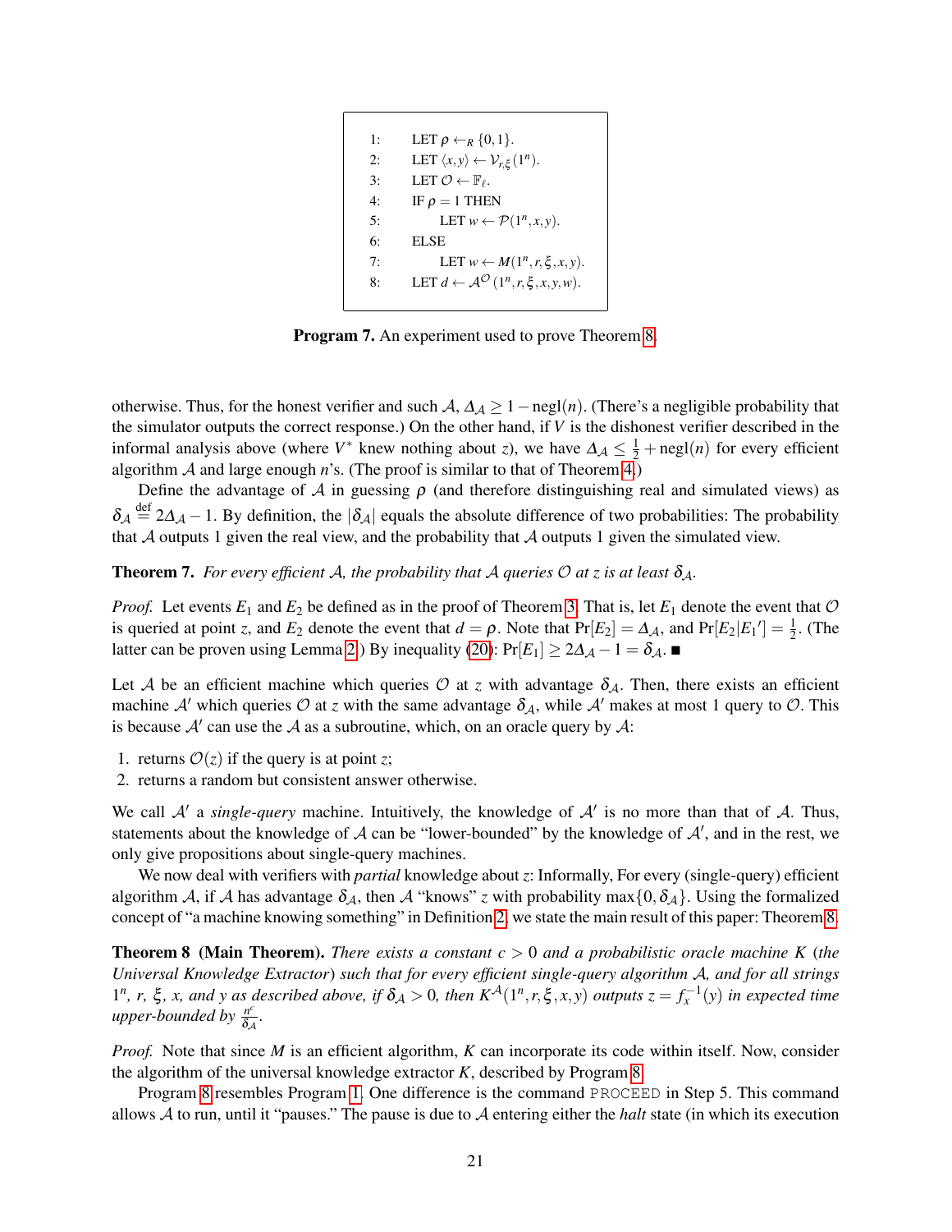```
1:    LET ρ ←_R {0,1}.
2:    LET ⟨x,y⟩ ← V_{r,ξ}(1^n).
3:    LET O ← F_ℓ.
4:    IF ρ = 1 THEN
5:        LET w ← P(1^n, x, y).
6:    ELSE
7:        LET w ← M(1^n, r, ξ, x, y).
8:    LET d ← A^O(1^n, r, ξ, x, y, w).
```

**Program 7.** An experiment used to prove Theorem 8.

otherwise. Thus, for the honest verifier and such $\mathcal{A}$, $\Delta_{\mathcal{A}} \geq 1 - \text{negl}(n)$. (There's a negligible probability that the simulator outputs the correct response.) On the other hand, if $V$ is the dishonest verifier described in the informal analysis above (where $V^*$ knew nothing about $z$), we have $\Delta_{\mathcal{A}} \leq \frac{1}{2} + \text{negl}(n)$ for every efficient algorithm $\mathcal{A}$ and large enough $n$'s. (The proof is similar to that of Theorem 4.)

Define the advantage of $\mathcal{A}$ in guessing $\rho$ (and therefore distinguishing real and simulated views) as $\delta_{\mathcal{A}} \stackrel{\text{def}}{=} 2\Delta_{\mathcal{A}} - 1$. By definition, the $|\delta_{\mathcal{A}}|$ equals the absolute difference of two probabilities: The probability that $\mathcal{A}$ outputs 1 given the real view, and the probability that $\mathcal{A}$ outputs 1 given the simulated view.

**Theorem 7.** *For every efficient $\mathcal{A}$, the probability that $\mathcal{A}$ queries $\mathcal{O}$ at $z$ is at least $\delta_{\mathcal{A}}$.*

*Proof.* Let events $E_1$ and $E_2$ be defined as in the proof of Theorem 3. That is, let $E_1$ denote the event that $\mathcal{O}$ is queried at point $z$, and $E_2$ denote the event that $d = \rho$. Note that $\Pr[E_2] = \Delta_{\mathcal{A}}$, and $\Pr[E_2 | E_1{}'] = \frac{1}{2}$. (The latter can be proven using Lemma 2.) By inequality (20): $\Pr[E_1] \geq 2\Delta_{\mathcal{A}} - 1 = \delta_{\mathcal{A}}$. ∎

Let $\mathcal{A}$ be an efficient machine which queries $\mathcal{O}$ at $z$ with advantage $\delta_{\mathcal{A}}$. Then, there exists an efficient machine $\mathcal{A}'$ which queries $\mathcal{O}$ at $z$ with the same advantage $\delta_{\mathcal{A}}$, while $\mathcal{A}'$ makes at most 1 query to $\mathcal{O}$. This is because $\mathcal{A}'$ can use the $\mathcal{A}$ as a subroutine, which, on an oracle query by $\mathcal{A}$:

1. returns $\mathcal{O}(z)$ if the query is at point $z$;
2. returns a random but consistent answer otherwise.

We call $\mathcal{A}'$ a *single-query* machine. Intuitively, the knowledge of $\mathcal{A}'$ is no more than that of $\mathcal{A}$. Thus, statements about the knowledge of $\mathcal{A}$ can be "lower-bounded" by the knowledge of $\mathcal{A}'$, and in the rest, we only give propositions about single-query machines.

We now deal with verifiers with *partial* knowledge about $z$: Informally, For every (single-query) efficient algorithm $\mathcal{A}$, if $\mathcal{A}$ has advantage $\delta_{\mathcal{A}}$, then $\mathcal{A}$ "knows" $z$ with probability $\max\{0, \delta_{\mathcal{A}}\}$. Using the formalized concept of "a machine knowing something" in Definition 2, we state the main result of this paper: Theorem 8.

**Theorem 8 (Main Theorem).** *There exists a constant $c > 0$ and a probabilistic oracle machine $K$ (the Universal Knowledge Extractor) such that for every efficient single-query algorithm $\mathcal{A}$, and for all strings $1^n$, $r$, $\xi$, $x$, and $y$ as described above, if $\delta_{\mathcal{A}} > 0$, then $K^{\mathcal{A}}(1^n, r, \xi, x, y)$ outputs $z = f_x^{-1}(y)$ in expected time upper-bounded by $\frac{n^c}{\delta_{\mathcal{A}}}$.*

*Proof.* Note that since $M$ is an efficient algorithm, $K$ can incorporate its code within itself. Now, consider the algorithm of the universal knowledge extractor $K$, described by Program 8.

Program 8 resembles Program 1. One difference is the command `PROCEED` in Step 5. This command allows $\mathcal{A}$ to run, until it "pauses." The pause is due to $\mathcal{A}$ entering either the *halt* state (in which its execution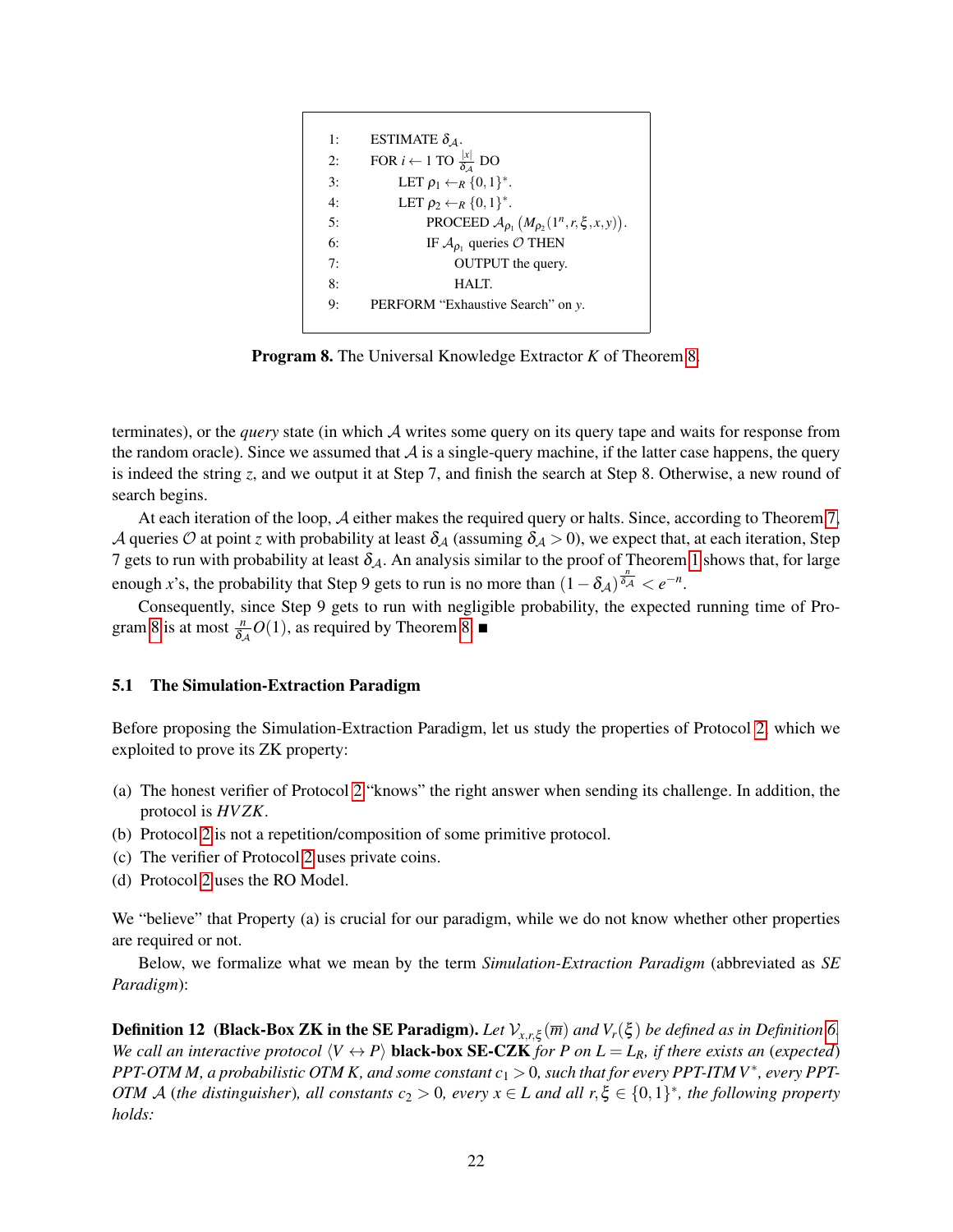```
1:   ESTIMATE δ_A.
2:   FOR i ← 1 TO |x|/δ_A DO
3:       LET ρ_1 ←_R {0,1}*.
4:       LET ρ_2 ←_R {0,1}*.
5:           PROCEED A_{ρ_1}(M_{ρ_2}(1^n, r, ξ, x, y)).
6:           IF A_{ρ_1} queries O THEN
7:               OUTPUT the query.
8:               HALT.
9:   PERFORM "Exhaustive Search" on y.
```

**Program 8.** The Universal Knowledge Extractor $K$ of Theorem 8.

terminates), or the *query* state (in which $\mathcal{A}$ writes some query on its query tape and waits for response from the random oracle). Since we assumed that $\mathcal{A}$ is a single-query machine, if the latter case happens, the query is indeed the string $z$, and we output it at Step 7, and finish the search at Step 8. Otherwise, a new round of search begins.

At each iteration of the loop, $\mathcal{A}$ either makes the required query or halts. Since, according to Theorem 7, $\mathcal{A}$ queries $\mathcal{O}$ at point $z$ with probability at least $\delta_{\mathcal{A}}$ (assuming $\delta_{\mathcal{A}} > 0$), we expect that, at each iteration, Step 7 gets to run with probability at least $\delta_{\mathcal{A}}$. An analysis similar to the proof of Theorem 1 shows that, for large enough $x$'s, the probability that Step 9 gets to run is no more than $(1-\delta_{\mathcal{A}})^{\frac{n}{\delta_{\mathcal{A}}}} < e^{-n}$.

Consequently, since Step 9 gets to run with negligible probability, the expected running time of Program 8 is at most $\frac{n}{\delta_{\mathcal{A}}}O(1)$, as required by Theorem 8. ■

### 5.1 The Simulation-Extraction Paradigm

Before proposing the Simulation-Extraction Paradigm, let us study the properties of Protocol 2, which we exploited to prove its ZK property:

(a) The honest verifier of Protocol 2 "knows" the right answer when sending its challenge. In addition, the protocol is *HVZK*.
(b) Protocol 2 is not a repetition/composition of some primitive protocol.
(c) The verifier of Protocol 2 uses private coins.
(d) Protocol 2 uses the RO Model.

We "believe" that Property (a) is crucial for our paradigm, while we do not know whether other properties are required or not.

Below, we formalize what we mean by the term *Simulation-Extraction Paradigm* (abbreviated as *SE Paradigm*):

**Definition 12 (Black-Box ZK in the SE Paradigm).** *Let $\mathcal{V}_{x,r,\xi}(\overline{m})$ and $V_r(\xi)$ be defined as in Definition 6. We call an interactive protocol $\langle V \leftrightarrow P \rangle$* **black-box SE-CZK** *for $P$ on $L = L_R$, if there exists an (expected) PPT-OTM $M$, a probabilistic OTM $K$, and some constant $c_1 > 0$, such that for every PPT-ITM $V^*$, every PPT-OTM $\mathcal{A}$ (the distinguisher), all constants $c_2 > 0$, every $x \in L$ and all $r, \xi \in \{0,1\}^*$, the following property holds:*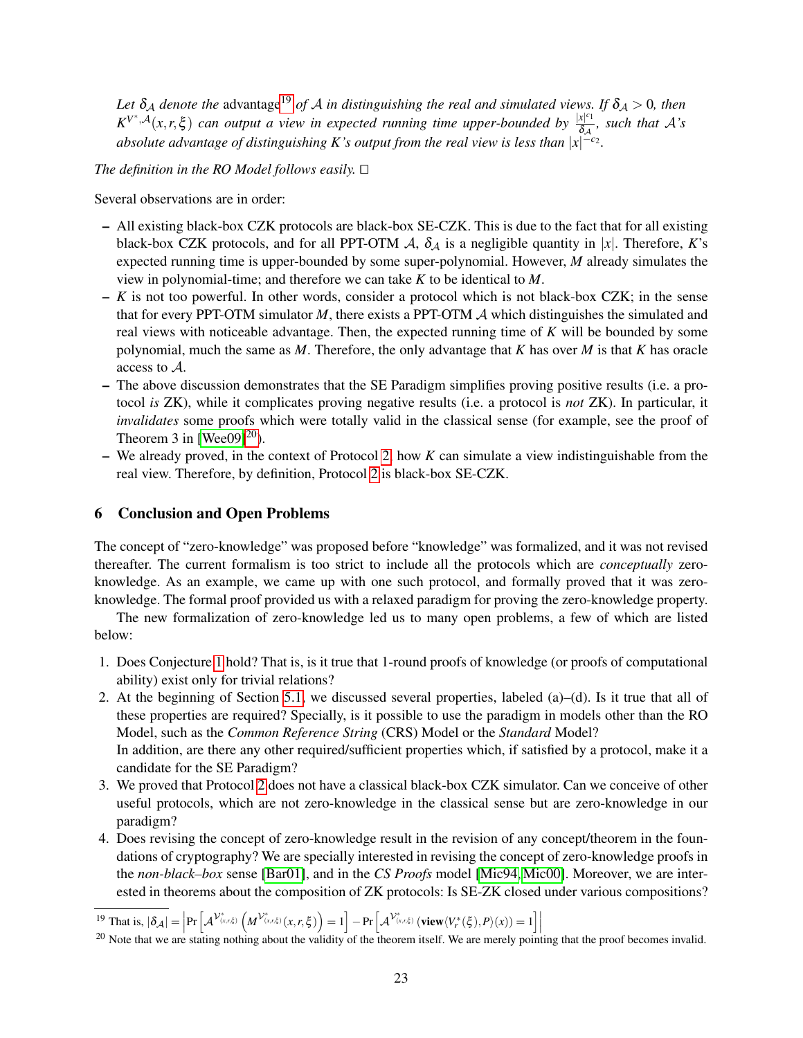*Let $\delta_{\mathcal{A}}$ denote the* advantage[19] *of $\mathcal{A}$ in distinguishing the real and simulated views. If $\delta_{\mathcal{A}} > 0$, then $K^{V^*,\mathcal{A}}(x,r,\xi)$ can output a view in expected running time upper-bounded by $\frac{|x|^{c_1}}{\delta_{\mathcal{A}}}$, such that $\mathcal{A}$'s absolute advantage of distinguishing $K$'s output from the real view is less than $|x|^{-c_2}$.*

*The definition in the RO Model follows easily.* □

Several observations are in order:

- All existing black-box CZK protocols are black-box SE-CZK. This is due to the fact that for all existing black-box CZK protocols, and for all PPT-OTM $\mathcal{A}$, $\delta_{\mathcal{A}}$ is a negligible quantity in $|x|$. Therefore, $K$'s expected running time is upper-bounded by some super-polynomial. However, $M$ already simulates the view in polynomial-time; and therefore we can take $K$ to be identical to $M$.
- $K$ is not too powerful. In other words, consider a protocol which is not black-box CZK; in the sense that for every PPT-OTM simulator $M$, there exists a PPT-OTM $\mathcal{A}$ which distinguishes the simulated and real views with noticeable advantage. Then, the expected running time of $K$ will be bounded by some polynomial, much the same as $M$. Therefore, the only advantage that $K$ has over $M$ is that $K$ has oracle access to $\mathcal{A}$.
- The above discussion demonstrates that the SE Paradigm simplifies proving positive results (i.e. a protocol *is* ZK), while it complicates proving negative results (i.e. a protocol is *not* ZK). In particular, it *invalidates* some proofs which were totally valid in the classical sense (for example, see the proof of Theorem 3 in [Wee09][20]).
- We already proved, in the context of Protocol 2, how $K$ can simulate a view indistinguishable from the real view. Therefore, by definition, Protocol 2 is black-box SE-CZK.

## 6 Conclusion and Open Problems

The concept of "zero-knowledge" was proposed before "knowledge" was formalized, and it was not revised thereafter. The current formalism is too strict to include all the protocols which are *conceptually* zero-knowledge. As an example, we came up with one such protocol, and formally proved that it was zero-knowledge. The formal proof provided us with a relaxed paradigm for proving the zero-knowledge property.

The new formalization of zero-knowledge led us to many open problems, a few of which are listed below:

1. Does Conjecture 1 hold? That is, is it true that 1-round proofs of knowledge (or proofs of computational ability) exist only for trivial relations?
2. At the beginning of Section 5.1, we discussed several properties, labeled (a)–(d). Is it true that all of these properties are required? Specially, is it possible to use the paradigm in models other than the RO Model, such as the *Common Reference String* (CRS) Model or the *Standard* Model?
   In addition, are there any other required/sufficient properties which, if satisfied by a protocol, make it a candidate for the SE Paradigm?
3. We proved that Protocol 2 does not have a classical black-box CZK simulator. Can we conceive of other useful protocols, which are not zero-knowledge in the classical sense but are zero-knowledge in our paradigm?
4. Does revising the concept of zero-knowledge result in the revision of any concept/theorem in the foundations of cryptography? We are specially interested in revising the concept of zero-knowledge proofs in the *non-black–box* sense [Bar01], and in the *CS Proofs* model [Mic94, Mic00]. Moreover, we are interested in theorems about the composition of ZK protocols: Is SE-ZK closed under various compositions?

[19] That is, $|\delta_{\mathcal{A}}| = \left|\Pr\left[\mathcal{A}^{\mathcal{V}^*_{(x,r,\xi)}}\left(M^{\mathcal{V}^*_{(x,r,\xi)}}(x,r,\xi)\right) = 1\right] - \Pr\left[\mathcal{A}^{\mathcal{V}^*_{(x,r,\xi)}}\left(\textbf{view}\langle V^*_r(\xi), P\rangle(x)\right) = 1\right]\right|$

[20] Note that we are stating nothing about the validity of the theorem itself. We are merely pointing that the proof becomes invalid.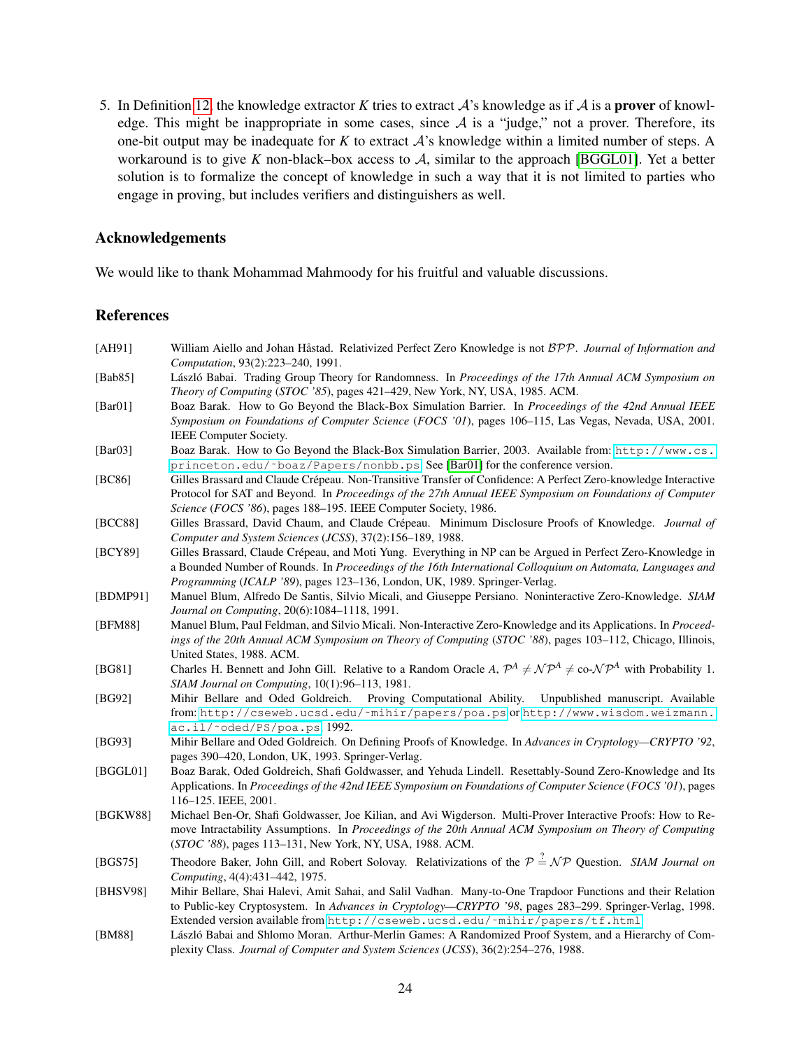5. In Definition 12, the knowledge extractor $K$ tries to extract $\mathcal{A}$'s knowledge as if $\mathcal{A}$ is a **prover** of knowledge. This might be inappropriate in some cases, since $\mathcal{A}$ is a "judge," not a prover. Therefore, its one-bit output may be inadequate for $K$ to extract $\mathcal{A}$'s knowledge within a limited number of steps. A workaround is to give $K$ non-black–box access to $\mathcal{A}$, similar to the approach [BGGL01]. Yet a better solution is to formalize the concept of knowledge in such a way that it is not limited to parties who engage in proving, but includes verifiers and distinguishers as well.

## Acknowledgements

We would like to thank Mohammad Mahmoody for his fruitful and valuable discussions.

## References

[AH91] William Aiello and Johan Håstad. Relativized Perfect Zero Knowledge is not $\mathcal{BPP}$. *Journal of Information and Computation*, 93(2):223–240, 1991.

[Bab85] László Babai. Trading Group Theory for Randomness. In *Proceedings of the 17th Annual ACM Symposium on Theory of Computing* (*STOC '85*), pages 421–429, New York, NY, USA, 1985. ACM.

[Bar01] Boaz Barak. How to Go Beyond the Black-Box Simulation Barrier. In *Proceedings of the 42nd Annual IEEE Symposium on Foundations of Computer Science* (*FOCS '01*), pages 106–115, Las Vegas, Nevada, USA, 2001. IEEE Computer Society.

[Bar03] Boaz Barak. How to Go Beyond the Black-Box Simulation Barrier, 2003. Available from: http://www.cs.princeton.edu/~boaz/Papers/nonbb.ps. See [Bar01] for the conference version.

[BC86] Gilles Brassard and Claude Crépeau. Non-Transitive Transfer of Confidence: A Perfect Zero-knowledge Interactive Protocol for SAT and Beyond. In *Proceedings of the 27th Annual IEEE Symposium on Foundations of Computer Science* (*FOCS '86*), pages 188–195. IEEE Computer Society, 1986.

[BCC88] Gilles Brassard, David Chaum, and Claude Crépeau. Minimum Disclosure Proofs of Knowledge. *Journal of Computer and System Sciences* (*JCSS*), 37(2):156–189, 1988.

[BCY89] Gilles Brassard, Claude Crépeau, and Moti Yung. Everything in NP can be Argued in Perfect Zero-Knowledge in a Bounded Number of Rounds. In *Proceedings of the 16th International Colloquium on Automata, Languages and Programming* (*ICALP '89*), pages 123–136, London, UK, 1989. Springer-Verlag.

[BDMP91] Manuel Blum, Alfredo De Santis, Silvio Micali, and Giuseppe Persiano. Noninteractive Zero-Knowledge. *SIAM Journal on Computing*, 20(6):1084–1118, 1991.

[BFM88] Manuel Blum, Paul Feldman, and Silvio Micali. Non-Interactive Zero-Knowledge and its Applications. In *Proceedings of the 20th Annual ACM Symposium on Theory of Computing* (*STOC '88*), pages 103–112, Chicago, Illinois, United States, 1988. ACM.

[BG81] Charles H. Bennett and John Gill. Relative to a Random Oracle $A$, $\mathcal{P}^A \neq \mathcal{NP}^A \neq$ co-$\mathcal{NP}^A$ with Probability 1. *SIAM Journal on Computing*, 10(1):96–113, 1981.

[BG92] Mihir Bellare and Oded Goldreich. Proving Computational Ability. Unpublished manuscript. Available from: http://cseweb.ucsd.edu/~mihir/papers/poa.ps or http://www.wisdom.weizmann.ac.il/~oded/PS/poa.ps, 1992.

[BG93] Mihir Bellare and Oded Goldreich. On Defining Proofs of Knowledge. In *Advances in Cryptology—CRYPTO '92*, pages 390–420, London, UK, 1993. Springer-Verlag.

[BGGL01] Boaz Barak, Oded Goldreich, Shafi Goldwasser, and Yehuda Lindell. Resettably-Sound Zero-Knowledge and Its Applications. In *Proceedings of the 42nd IEEE Symposium on Foundations of Computer Science* (*FOCS '01*), pages 116–125. IEEE, 2001.

[BGKW88] Michael Ben-Or, Shafi Goldwasser, Joe Kilian, and Avi Wigderson. Multi-Prover Interactive Proofs: How to Remove Intractability Assumptions. In *Proceedings of the 20th Annual ACM Symposium on Theory of Computing* (*STOC '88*), pages 113–131, New York, NY, USA, 1988. ACM.

[BGS75] Theodore Baker, John Gill, and Robert Solovay. Relativizations of the $\mathcal{P} \stackrel{?}{=} \mathcal{NP}$ Question. *SIAM Journal on Computing*, 4(4):431–442, 1975.

[BHSV98] Mihir Bellare, Shai Halevi, Amit Sahai, and Salil Vadhan. Many-to-One Trapdoor Functions and their Relation to Public-key Cryptosystem. In *Advances in Cryptology—CRYPTO '98*, pages 283–299. Springer-Verlag, 1998. Extended version available from http://cseweb.ucsd.edu/~mihir/papers/tf.html.

[BM88] László Babai and Shlomo Moran. Arthur-Merlin Games: A Randomized Proof System, and a Hierarchy of Complexity Class. *Journal of Computer and System Sciences* (*JCSS*), 36(2):254–276, 1988.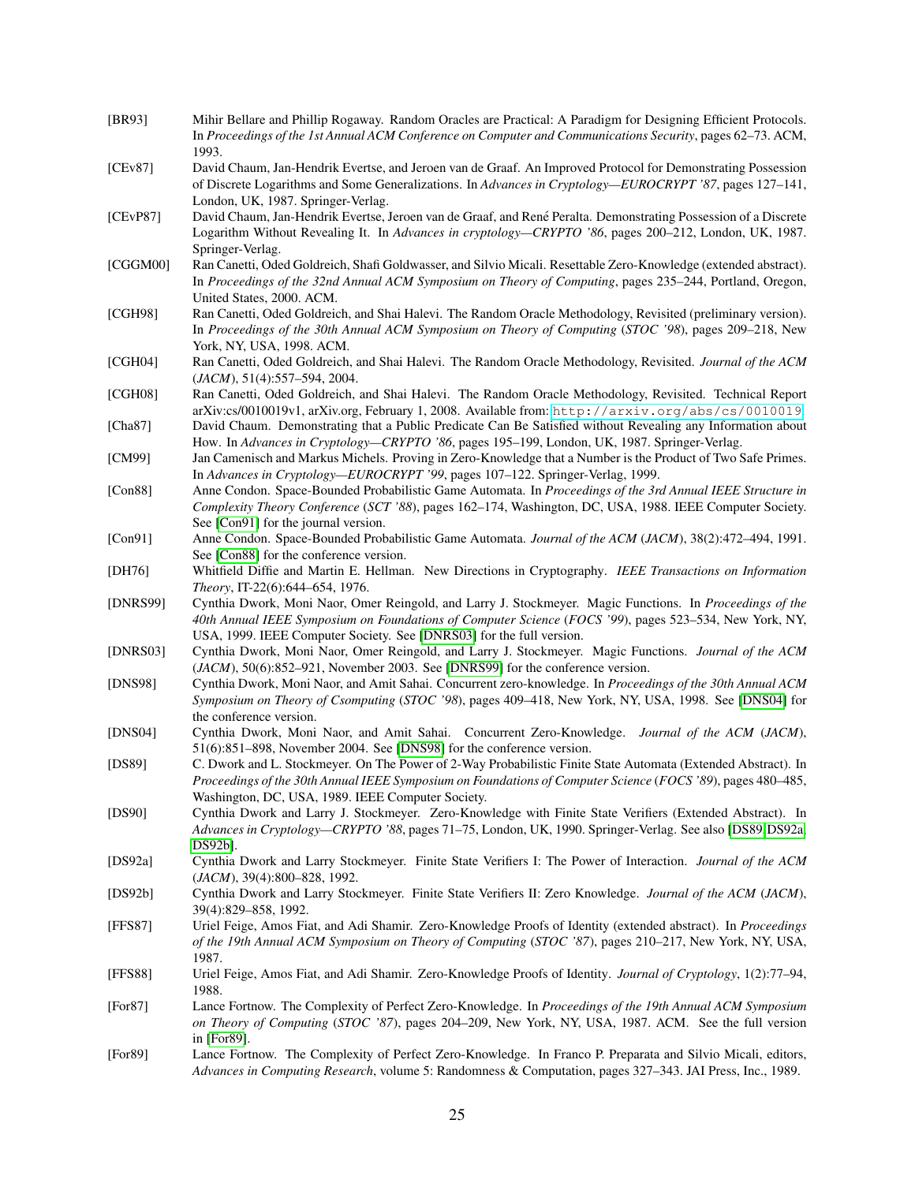[BR93] Mihir Bellare and Phillip Rogaway. Random Oracles are Practical: A Paradigm for Designing Efficient Protocols. In *Proceedings of the 1st Annual ACM Conference on Computer and Communications Security*, pages 62–73. ACM, 1993.

[CEv87] David Chaum, Jan-Hendrik Evertse, and Jeroen van de Graaf. An Improved Protocol for Demonstrating Possession of Discrete Logarithms and Some Generalizations. In *Advances in Cryptology—EUROCRYPT '87*, pages 127–141, London, UK, 1987. Springer-Verlag.

[CEvP87] David Chaum, Jan-Hendrik Evertse, Jeroen van de Graaf, and René Peralta. Demonstrating Possession of a Discrete Logarithm Without Revealing It. In *Advances in cryptology—CRYPTO '86*, pages 200–212, London, UK, 1987. Springer-Verlag.

[CGGM00] Ran Canetti, Oded Goldreich, Shafi Goldwasser, and Silvio Micali. Resettable Zero-Knowledge (extended abstract). In *Proceedings of the 32nd Annual ACM Symposium on Theory of Computing*, pages 235–244, Portland, Oregon, United States, 2000. ACM.

[CGH98] Ran Canetti, Oded Goldreich, and Shai Halevi. The Random Oracle Methodology, Revisited (preliminary version). In *Proceedings of the 30th Annual ACM Symposium on Theory of Computing* (*STOC '98*), pages 209–218, New York, NY, USA, 1998. ACM.

[CGH04] Ran Canetti, Oded Goldreich, and Shai Halevi. The Random Oracle Methodology, Revisited. *Journal of the ACM* (*JACM*), 51(4):557–594, 2004.

[CGH08] Ran Canetti, Oded Goldreich, and Shai Halevi. The Random Oracle Methodology, Revisited. Technical Report arXiv:cs/0010019v1, arXiv.org, February 1, 2008. Available from: http://arxiv.org/abs/cs/0010019.

[Cha87] David Chaum. Demonstrating that a Public Predicate Can Be Satisfied without Revealing any Information about How. In *Advances in Cryptology—CRYPTO '86*, pages 195–199, London, UK, 1987. Springer-Verlag.

[CM99] Jan Camenisch and Markus Michels. Proving in Zero-Knowledge that a Number is the Product of Two Safe Primes. In *Advances in Cryptology—EUROCRYPT '99*, pages 107–122. Springer-Verlag, 1999.

[Con88] Anne Condon. Space-Bounded Probabilistic Game Automata. In *Proceedings of the 3rd Annual IEEE Structure in Complexity Theory Conference* (*SCT '88*), pages 162–174, Washington, DC, USA, 1988. IEEE Computer Society. See [Con91] for the journal version.

[Con91] Anne Condon. Space-Bounded Probabilistic Game Automata. *Journal of the ACM* (*JACM*), 38(2):472–494, 1991. See [Con88] for the conference version.

[DH76] Whitfield Diffie and Martin E. Hellman. New Directions in Cryptography. *IEEE Transactions on Information Theory*, IT-22(6):644–654, 1976.

[DNRS99] Cynthia Dwork, Moni Naor, Omer Reingold, and Larry J. Stockmeyer. Magic Functions. In *Proceedings of the 40th Annual IEEE Symposium on Foundations of Computer Science* (*FOCS '99*), pages 523–534, New York, NY, USA, 1999. IEEE Computer Society. See [DNRS03] for the full version.

[DNRS03] Cynthia Dwork, Moni Naor, Omer Reingold, and Larry J. Stockmeyer. Magic Functions. *Journal of the ACM* (*JACM*), 50(6):852–921, November 2003. See [DNRS99] for the conference version.

[DNS98] Cynthia Dwork, Moni Naor, and Amit Sahai. Concurrent zero-knowledge. In *Proceedings of the 30th Annual ACM Symposium on Theory of Csomputing* (*STOC '98*), pages 409–418, New York, NY, USA, 1998. See [DNS04] for the conference version.

[DNS04] Cynthia Dwork, Moni Naor, and Amit Sahai. Concurrent Zero-Knowledge. *Journal of the ACM* (*JACM*), 51(6):851–898, November 2004. See [DNS98] for the conference version.

[DS89] C. Dwork and L. Stockmeyer. On The Power of 2-Way Probabilistic Finite State Automata (Extended Abstract). In *Proceedings of the 30th Annual IEEE Symposium on Foundations of Computer Science* (*FOCS '89*), pages 480–485, Washington, DC, USA, 1989. IEEE Computer Society.

[DS90] Cynthia Dwork and Larry J. Stockmeyer. Zero-Knowledge with Finite State Verifiers (Extended Abstract). In *Advances in Cryptology—CRYPTO '88*, pages 71–75, London, UK, 1990. Springer-Verlag. See also [DS89, DS92a, DS92b].

[DS92a] Cynthia Dwork and Larry Stockmeyer. Finite State Verifiers I: The Power of Interaction. *Journal of the ACM* (*JACM*), 39(4):800–828, 1992.

[DS92b] Cynthia Dwork and Larry Stockmeyer. Finite State Verifiers II: Zero Knowledge. *Journal of the ACM* (*JACM*), 39(4):829–858, 1992.

[FFS87] Uriel Feige, Amos Fiat, and Adi Shamir. Zero-Knowledge Proofs of Identity (extended abstract). In *Proceedings of the 19th Annual ACM Symposium on Theory of Computing* (*STOC '87*), pages 210–217, New York, NY, USA, 1987.

[FFS88] Uriel Feige, Amos Fiat, and Adi Shamir. Zero-Knowledge Proofs of Identity. *Journal of Cryptology*, 1(2):77–94, 1988.

[For87] Lance Fortnow. The Complexity of Perfect Zero-Knowledge. In *Proceedings of the 19th Annual ACM Symposium on Theory of Computing* (*STOC '87*), pages 204–209, New York, NY, USA, 1987. ACM. See the full version in [For89].

[For89] Lance Fortnow. The Complexity of Perfect Zero-Knowledge. In Franco P. Preparata and Silvio Micali, editors, *Advances in Computing Research*, volume 5: Randomness & Computation, pages 327–343. JAI Press, Inc., 1989.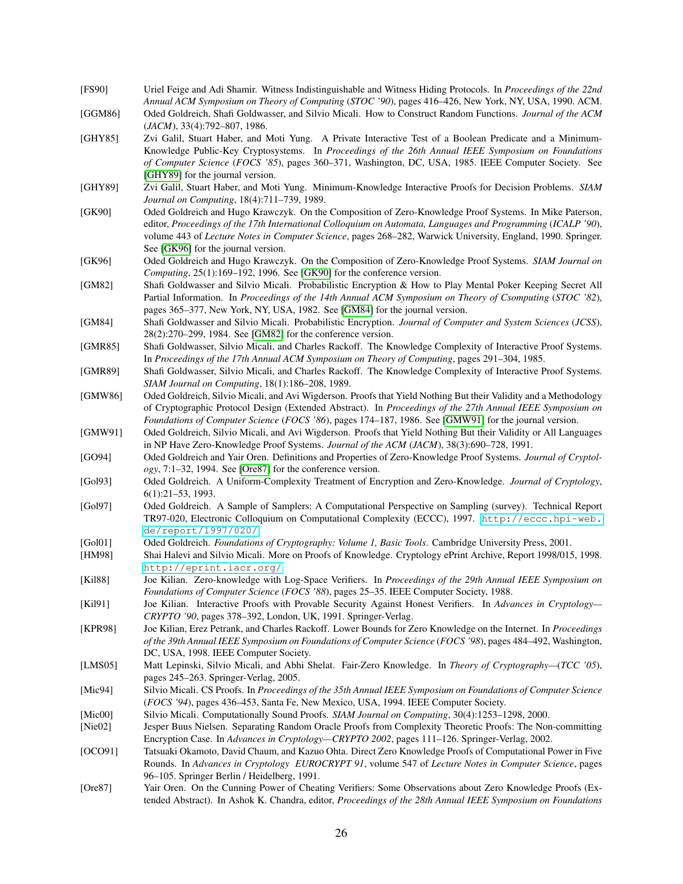[FS90] Uriel Feige and Adi Shamir. Witness Indistinguishable and Witness Hiding Protocols. In *Proceedings of the 22nd Annual ACM Symposium on Theory of Computing* (*STOC '90*), pages 416–426, New York, NY, USA, 1990. ACM.

[GGM86] Oded Goldreich, Shafi Goldwasser, and Silvio Micali. How to Construct Random Functions. *Journal of the ACM* (*JACM*), 33(4):792–807, 1986.

[GHY85] Zvi Galil, Stuart Haber, and Moti Yung. A Private Interactive Test of a Boolean Predicate and a Minimum-Knowledge Public-Key Cryptosystems. In *Proceedings of the 26th Annual IEEE Symposium on Foundations of Computer Science* (*FOCS '85*), pages 360–371, Washington, DC, USA, 1985. IEEE Computer Society. See [GHY89] for the journal version.

[GHY89] Zvi Galil, Stuart Haber, and Moti Yung. Minimum-Knowledge Interactive Proofs for Decision Problems. *SIAM Journal on Computing*, 18(4):711–739, 1989.

[GK90] Oded Goldreich and Hugo Krawczyk. On the Composition of Zero-Knowledge Proof Systems. In Mike Paterson, editor, *Proceedings of the 17th International Colloquium on Automata, Languages and Programming* (*ICALP '90*), volume 443 of *Lecture Notes in Computer Science*, pages 268–282, Warwick University, England, 1990. Springer. See [GK96] for the journal version.

[GK96] Oded Goldreich and Hugo Krawczyk. On the Composition of Zero-Knowledge Proof Systems. *SIAM Journal on Computing*, 25(1):169–192, 1996. See [GK90] for the conference version.

[GM82] Shafi Goldwasser and Silvio Micali. Probabilistic Encryption & How to Play Mental Poker Keeping Secret All Partial Information. In *Proceedings of the 14th Annual ACM Symposium on Theory of Csomputing* (*STOC '82*), pages 365–377, New York, NY, USA, 1982. See [GM84] for the journal version.

[GM84] Shafi Goldwasser and Silvio Micali. Probabilistic Encryption. *Journal of Computer and System Sciences* (*JCSS*), 28(2):270–299, 1984. See [GM82] for the conference version.

[GMR85] Shafi Goldwasser, Silvio Micali, and Charles Rackoff. The Knowledge Complexity of Interactive Proof Systems. In *Proceedings of the 17th Annual ACM Symposium on Theory of Computing*, pages 291–304, 1985.

[GMR89] Shafi Goldwasser, Silvio Micali, and Charles Rackoff. The Knowledge Complexity of Interactive Proof Systems. *SIAM Journal on Computing*, 18(1):186–208, 1989.

[GMW86] Oded Goldreich, Silvio Micali, and Avi Wigderson. Proofs that Yield Nothing But their Validity and a Methodology of Cryptographic Protocol Design (Extended Abstract). In *Proceedings of the 27th Annual IEEE Symposium on Foundations of Computer Science* (*FOCS '86*), pages 174–187, 1986. See [GMW91] for the journal version.

[GMW91] Oded Goldreich, Silvio Micali, and Avi Wigderson. Proofs that Yield Nothing But their Validity or All Languages in NP Have Zero-Knowledge Proof Systems. *Journal of the ACM* (*JACM*), 38(3):690–728, 1991.

[GO94] Oded Goldreich and Yair Oren. Definitions and Properties of Zero-Knowledge Proof Systems. *Journal of Cryptology*, 7:1–32, 1994. See [Ore87] for the conference version.

[Gol93] Oded Goldreich. A Uniform-Complexity Treatment of Encryption and Zero-Knowledge. *Journal of Cryptology*, 6(1):21–53, 1993.

[Gol97] Oded Goldreich. A Sample of Samplers: A Computational Perspective on Sampling (survey). Technical Report TR97-020, Electronic Colloquium on Computational Complexity (ECCC), 1997. http://eccc.hpi-web.de/report/1997/020/.

[Gol01] Oded Goldreich. *Foundations of Cryptography: Volume 1, Basic Tools*. Cambridge University Press, 2001.

[HM98] Shai Halevi and Silvio Micali. More on Proofs of Knowledge. Cryptology ePrint Archive, Report 1998/015, 1998. http://eprint.iacr.org/.

[Kil88] Joe Kilian. Zero-knowledge with Log-Space Verifiers. In *Proceedings of the 29th Annual IEEE Symposium on Foundations of Computer Science* (*FOCS '88*), pages 25–35. IEEE Computer Society, 1988.

[Kil91] Joe Kilian. Interactive Proofs with Provable Security Against Honest Verifiers. In *Advances in Cryptology—CRYPTO '90*, pages 378–392, London, UK, 1991. Springer-Verlag.

[KPR98] Joe Kilian, Erez Petrank, and Charles Rackoff. Lower Bounds for Zero Knowledge on the Internet. In *Proceedings of the 39th Annual IEEE Symposium on Foundations of Computer Science* (*FOCS '98*), pages 484–492, Washington, DC, USA, 1998. IEEE Computer Society.

[LMS05] Matt Lepinski, Silvio Micali, and Abhi Shelat. Fair-Zero Knowledge. In *Theory of Cryptography—*(*TCC '05*), pages 245–263. Springer-Verlag, 2005.

[Mic94] Silvio Micali. CS Proofs. In *Proceedings of the 35th Annual IEEE Symposium on Foundations of Computer Science* (*FOCS '94*), pages 436–453, Santa Fe, New Mexico, USA, 1994. IEEE Computer Society.

[Mic00] Silvio Micali. Computationally Sound Proofs. *SIAM Journal on Computing*, 30(4):1253–1298, 2000.

[Nie02] Jesper Buus Nielsen. Separating Random Oracle Proofs from Complexity Theoretic Proofs: The Non-committing Encryption Case. In *Advances in Cryptology—CRYPTO 2002*, pages 111–126. Springer-Verlag, 2002.

[OCO91] Tatsuaki Okamoto, David Chaum, and Kazuo Ohta. Direct Zero Knowledge Proofs of Computational Power in Five Rounds. In *Advances in Cryptology EUROCRYPT 91*, volume 547 of *Lecture Notes in Computer Science*, pages 96–105. Springer Berlin / Heidelberg, 1991.

[Ore87] Yair Oren. On the Cunning Power of Cheating Verifiers: Some Observations about Zero Knowledge Proofs (Extended Abstract). In Ashok K. Chandra, editor, *Proceedings of the 28th Annual IEEE Symposium on Foundations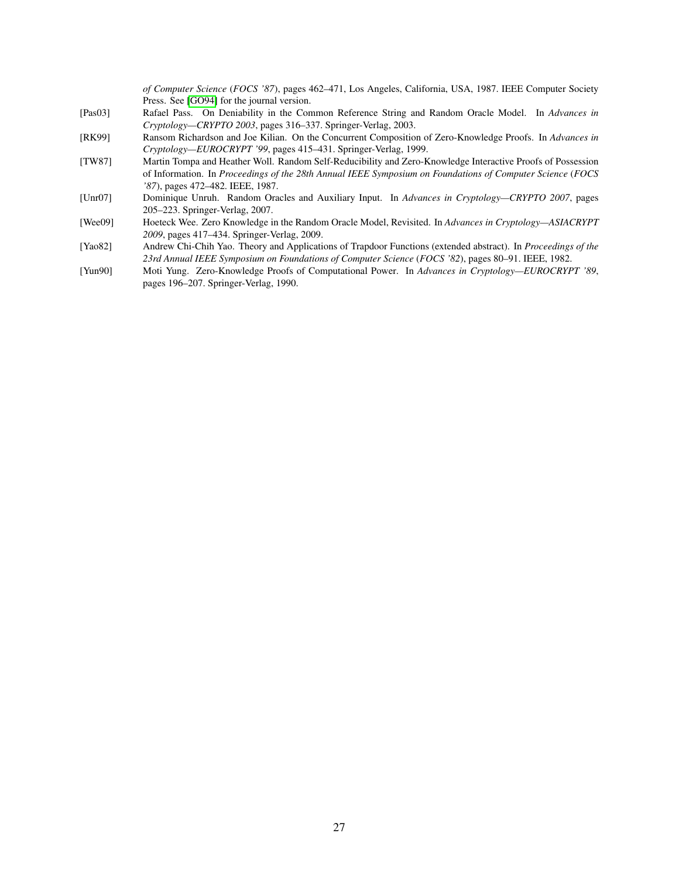*of Computer Science* (*FOCS '87*), pages 462–471, Los Angeles, California, USA, 1987. IEEE Computer Society Press. See [GO94] for the journal version.

[Pas03] Rafael Pass. On Deniability in the Common Reference String and Random Oracle Model. In *Advances in Cryptology—CRYPTO 2003*, pages 316–337. Springer-Verlag, 2003.

[RK99] Ransom Richardson and Joe Kilian. On the Concurrent Composition of Zero-Knowledge Proofs. In *Advances in Cryptology—EUROCRYPT '99*, pages 415–431. Springer-Verlag, 1999.

[TW87] Martin Tompa and Heather Woll. Random Self-Reducibility and Zero-Knowledge Interactive Proofs of Possession of Information. In *Proceedings of the 28th Annual IEEE Symposium on Foundations of Computer Science* (*FOCS '87*), pages 472–482. IEEE, 1987.

[Unr07] Dominique Unruh. Random Oracles and Auxiliary Input. In *Advances in Cryptology—CRYPTO 2007*, pages 205–223. Springer-Verlag, 2007.

[Wee09] Hoeteck Wee. Zero Knowledge in the Random Oracle Model, Revisited. In *Advances in Cryptology—ASIACRYPT 2009*, pages 417–434. Springer-Verlag, 2009.

[Yao82] Andrew Chi-Chih Yao. Theory and Applications of Trapdoor Functions (extended abstract). In *Proceedings of the 23rd Annual IEEE Symposium on Foundations of Computer Science* (*FOCS '82*), pages 80–91. IEEE, 1982.

[Yun90] Moti Yung. Zero-Knowledge Proofs of Computational Power. In *Advances in Cryptology—EUROCRYPT '89*, pages 196–207. Springer-Verlag, 1990.